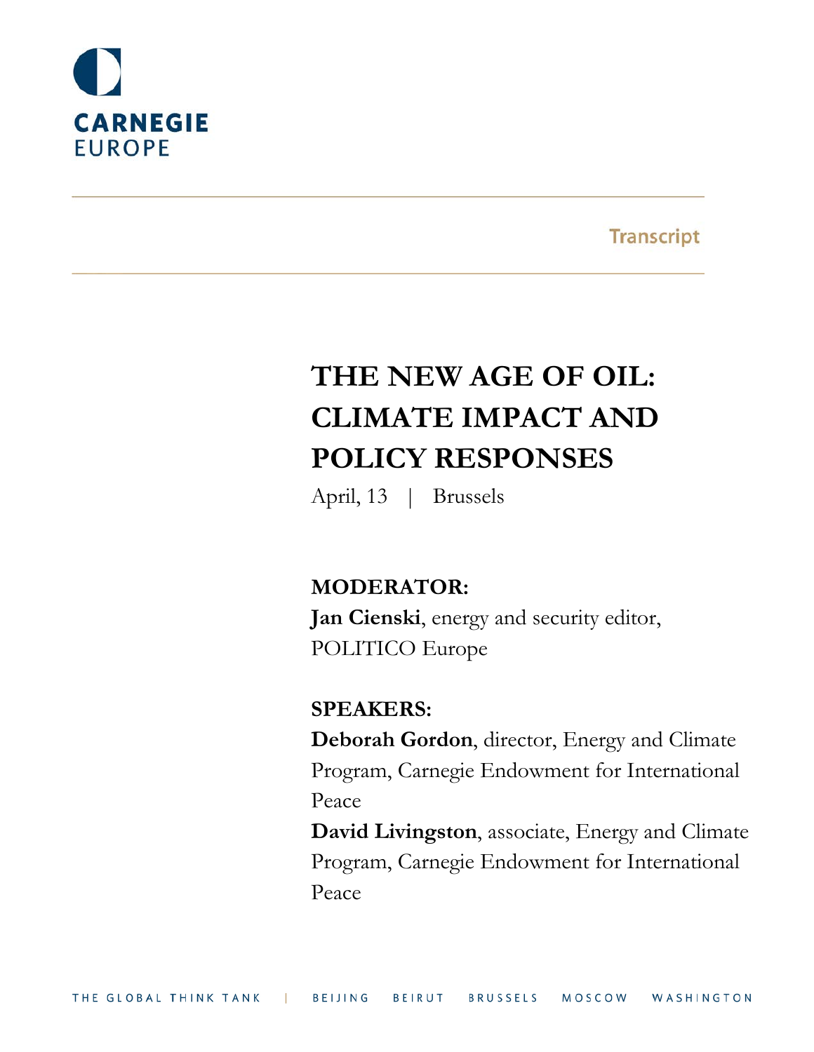CARNEGIE
EUROPE

Transcript

# THE NEW AGE OF OIL: CLIMATE IMPACT AND POLICY RESPONSES

April, 13 | Brussels

**MODERATOR:**
**Jan Cienski**, energy and security editor, POLITICO Europe

**SPEAKERS:**
**Deborah Gordon**, director, Energy and Climate Program, Carnegie Endowment for International Peace
**David Livingston**, associate, Energy and Climate Program, Carnegie Endowment for International Peace

THE GLOBAL THINK TANK | BEIJING BEIRUT BRUSSELS MOSCOW WASHINGTON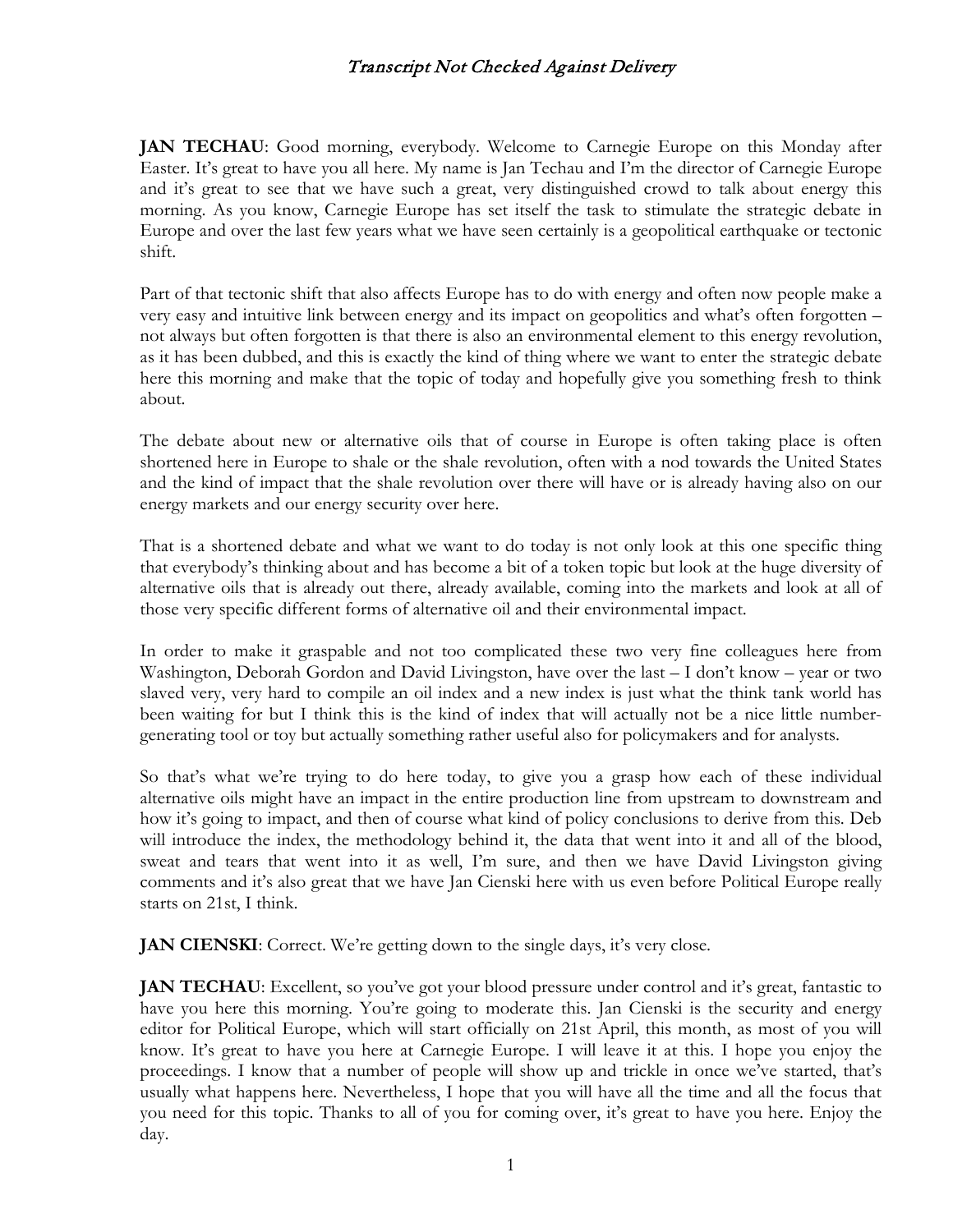**JAN TECHAU**: Good morning, everybody. Welcome to Carnegie Europe on this Monday after Easter. It's great to have you all here. My name is Jan Techau and I'm the director of Carnegie Europe and it's great to see that we have such a great, very distinguished crowd to talk about energy this morning. As you know, Carnegie Europe has set itself the task to stimulate the strategic debate in Europe and over the last few years what we have seen certainly is a geopolitical earthquake or tectonic shift.

Part of that tectonic shift that also affects Europe has to do with energy and often now people make a very easy and intuitive link between energy and its impact on geopolitics and what's often forgotten – not always but often forgotten is that there is also an environmental element to this energy revolution, as it has been dubbed, and this is exactly the kind of thing where we want to enter the strategic debate here this morning and make that the topic of today and hopefully give you something fresh to think about.

The debate about new or alternative oils that of course in Europe is often taking place is often shortened here in Europe to shale or the shale revolution, often with a nod towards the United States and the kind of impact that the shale revolution over there will have or is already having also on our energy markets and our energy security over here.

That is a shortened debate and what we want to do today is not only look at this one specific thing that everybody's thinking about and has become a bit of a token topic but look at the huge diversity of alternative oils that is already out there, already available, coming into the markets and look at all of those very specific different forms of alternative oil and their environmental impact.

In order to make it graspable and not too complicated these two very fine colleagues here from Washington, Deborah Gordon and David Livingston, have over the last – I don't know – year or two slaved very, very hard to compile an oil index and a new index is just what the think tank world has been waiting for but I think this is the kind of index that will actually not be a nice little number-generating tool or toy but actually something rather useful also for policymakers and for analysts.

So that's what we're trying to do here today, to give you a grasp how each of these individual alternative oils might have an impact in the entire production line from upstream to downstream and how it's going to impact, and then of course what kind of policy conclusions to derive from this. Deb will introduce the index, the methodology behind it, the data that went into it and all of the blood, sweat and tears that went into it as well, I'm sure, and then we have David Livingston giving comments and it's also great that we have Jan Cienski here with us even before Political Europe really starts on 21st, I think.

**JAN CIENSKI**: Correct. We're getting down to the single days, it's very close.

**JAN TECHAU**: Excellent, so you've got your blood pressure under control and it's great, fantastic to have you here this morning. You're going to moderate this. Jan Cienski is the security and energy editor for Political Europe, which will start officially on 21st April, this month, as most of you will know. It's great to have you here at Carnegie Europe. I will leave it at this. I hope you enjoy the proceedings. I know that a number of people will show up and trickle in once we've started, that's usually what happens here. Nevertheless, I hope that you will have all the time and all the focus that you need for this topic. Thanks to all of you for coming over, it's great to have you here. Enjoy the day.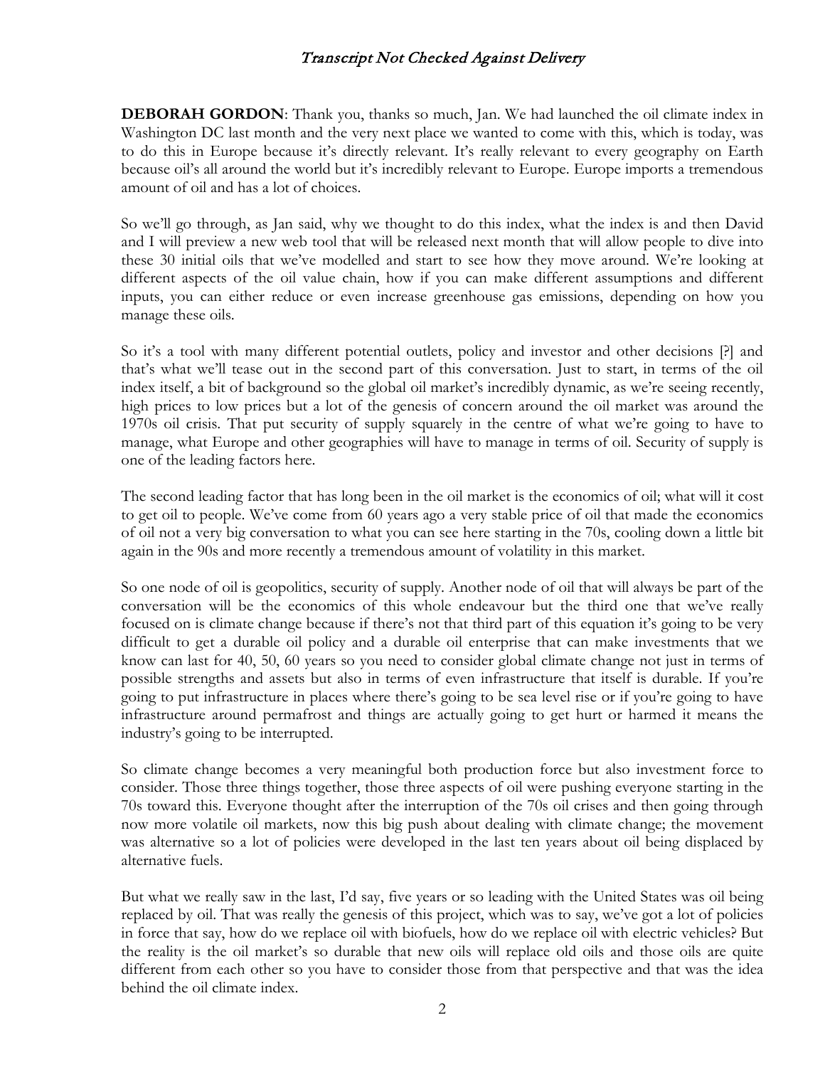**DEBORAH GORDON**: Thank you, thanks so much, Jan. We had launched the oil climate index in Washington DC last month and the very next place we wanted to come with this, which is today, was to do this in Europe because it's directly relevant. It's really relevant to every geography on Earth because oil's all around the world but it's incredibly relevant to Europe. Europe imports a tremendous amount of oil and has a lot of choices.

So we'll go through, as Jan said, why we thought to do this index, what the index is and then David and I will preview a new web tool that will be released next month that will allow people to dive into these 30 initial oils that we've modelled and start to see how they move around. We're looking at different aspects of the oil value chain, how if you can make different assumptions and different inputs, you can either reduce or even increase greenhouse gas emissions, depending on how you manage these oils.

So it's a tool with many different potential outlets, policy and investor and other decisions [?] and that's what we'll tease out in the second part of this conversation. Just to start, in terms of the oil index itself, a bit of background so the global oil market's incredibly dynamic, as we're seeing recently, high prices to low prices but a lot of the genesis of concern around the oil market was around the 1970s oil crisis. That put security of supply squarely in the centre of what we're going to have to manage, what Europe and other geographies will have to manage in terms of oil. Security of supply is one of the leading factors here.

The second leading factor that has long been in the oil market is the economics of oil; what will it cost to get oil to people. We've come from 60 years ago a very stable price of oil that made the economics of oil not a very big conversation to what you can see here starting in the 70s, cooling down a little bit again in the 90s and more recently a tremendous amount of volatility in this market.

So one node of oil is geopolitics, security of supply. Another node of oil that will always be part of the conversation will be the economics of this whole endeavour but the third one that we've really focused on is climate change because if there's not that third part of this equation it's going to be very difficult to get a durable oil policy and a durable oil enterprise that can make investments that we know can last for 40, 50, 60 years so you need to consider global climate change not just in terms of possible strengths and assets but also in terms of even infrastructure that itself is durable. If you're going to put infrastructure in places where there's going to be sea level rise or if you're going to have infrastructure around permafrost and things are actually going to get hurt or harmed it means the industry's going to be interrupted.

So climate change becomes a very meaningful both production force but also investment force to consider. Those three things together, those three aspects of oil were pushing everyone starting in the 70s toward this. Everyone thought after the interruption of the 70s oil crises and then going through now more volatile oil markets, now this big push about dealing with climate change; the movement was alternative so a lot of policies were developed in the last ten years about oil being displaced by alternative fuels.

But what we really saw in the last, I'd say, five years or so leading with the United States was oil being replaced by oil. That was really the genesis of this project, which was to say, we've got a lot of policies in force that say, how do we replace oil with biofuels, how do we replace oil with electric vehicles? But the reality is the oil market's so durable that new oils will replace old oils and those oils are quite different from each other so you have to consider those from that perspective and that was the idea behind the oil climate index.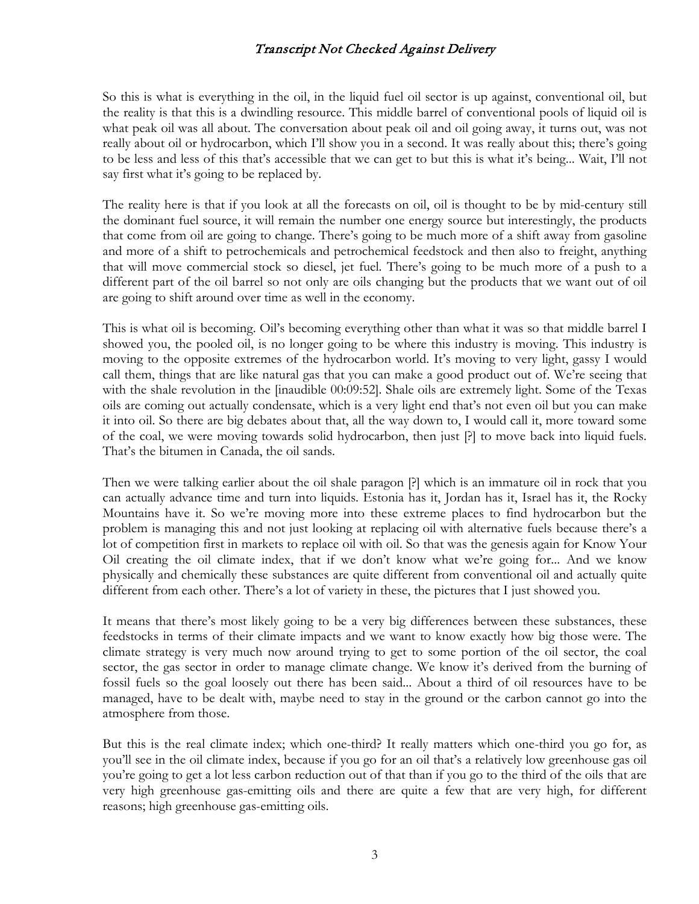So this is what is everything in the oil, in the liquid fuel oil sector is up against, conventional oil, but the reality is that this is a dwindling resource. This middle barrel of conventional pools of liquid oil is what peak oil was all about. The conversation about peak oil and oil going away, it turns out, was not really about oil or hydrocarbon, which I'll show you in a second. It was really about this; there's going to be less and less of this that's accessible that we can get to but this is what it's being... Wait, I'll not say first what it's going to be replaced by.

The reality here is that if you look at all the forecasts on oil, oil is thought to be by mid-century still the dominant fuel source, it will remain the number one energy source but interestingly, the products that come from oil are going to change. There's going to be much more of a shift away from gasoline and more of a shift to petrochemicals and petrochemical feedstock and then also to freight, anything that will move commercial stock so diesel, jet fuel. There's going to be much more of a push to a different part of the oil barrel so not only are oils changing but the products that we want out of oil are going to shift around over time as well in the economy.

This is what oil is becoming. Oil's becoming everything other than what it was so that middle barrel I showed you, the pooled oil, is no longer going to be where this industry is moving. This industry is moving to the opposite extremes of the hydrocarbon world. It's moving to very light, gassy I would call them, things that are like natural gas that you can make a good product out of. We're seeing that with the shale revolution in the [inaudible 00:09:52]. Shale oils are extremely light. Some of the Texas oils are coming out actually condensate, which is a very light end that's not even oil but you can make it into oil. So there are big debates about that, all the way down to, I would call it, more toward some of the coal, we were moving towards solid hydrocarbon, then just [?] to move back into liquid fuels. That's the bitumen in Canada, the oil sands.

Then we were talking earlier about the oil shale paragon [?] which is an immature oil in rock that you can actually advance time and turn into liquids. Estonia has it, Jordan has it, Israel has it, the Rocky Mountains have it. So we're moving more into these extreme places to find hydrocarbon but the problem is managing this and not just looking at replacing oil with alternative fuels because there's a lot of competition first in markets to replace oil with oil. So that was the genesis again for Know Your Oil creating the oil climate index, that if we don't know what we're going for... And we know physically and chemically these substances are quite different from conventional oil and actually quite different from each other. There's a lot of variety in these, the pictures that I just showed you.

It means that there's most likely going to be a very big differences between these substances, these feedstocks in terms of their climate impacts and we want to know exactly how big those were. The climate strategy is very much now around trying to get to some portion of the oil sector, the coal sector, the gas sector in order to manage climate change. We know it's derived from the burning of fossil fuels so the goal loosely out there has been said... About a third of oil resources have to be managed, have to be dealt with, maybe need to stay in the ground or the carbon cannot go into the atmosphere from those.

But this is the real climate index; which one-third? It really matters which one-third you go for, as you'll see in the oil climate index, because if you go for an oil that's a relatively low greenhouse gas oil you're going to get a lot less carbon reduction out of that than if you go to the third of the oils that are very high greenhouse gas-emitting oils and there are quite a few that are very high, for different reasons; high greenhouse gas-emitting oils.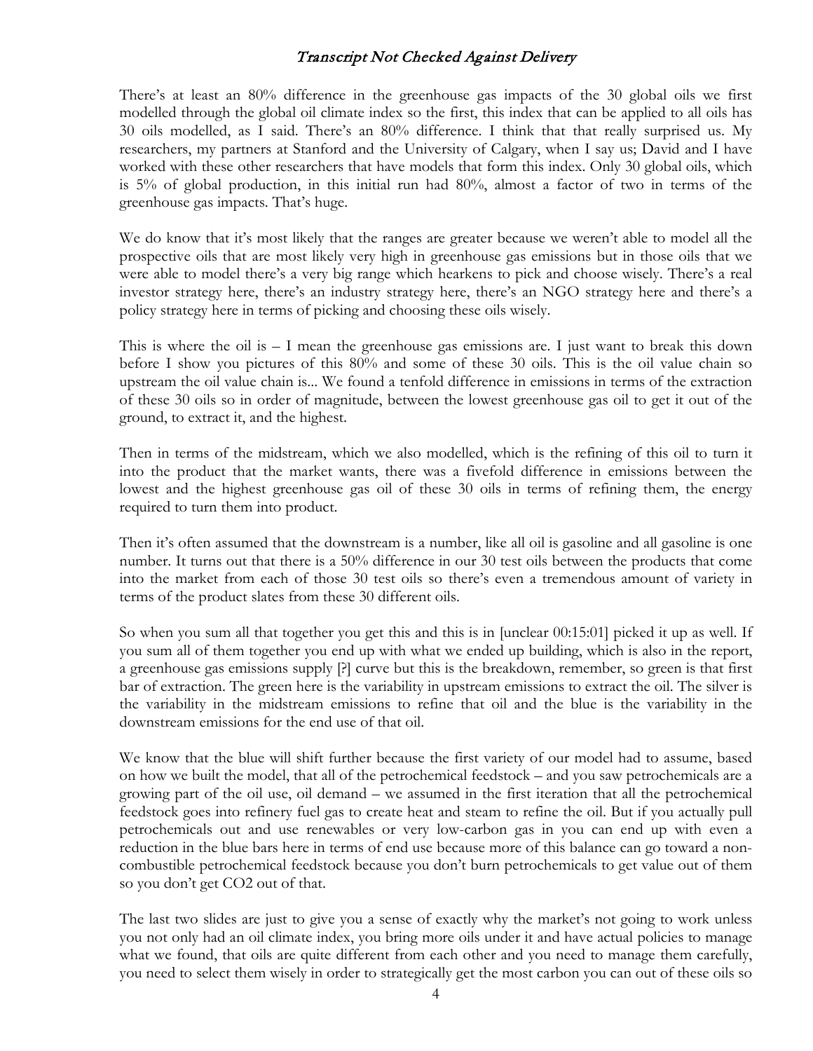There's at least an 80% difference in the greenhouse gas impacts of the 30 global oils we first modelled through the global oil climate index so the first, this index that can be applied to all oils has 30 oils modelled, as I said. There's an 80% difference. I think that that really surprised us. My researchers, my partners at Stanford and the University of Calgary, when I say us; David and I have worked with these other researchers that have models that form this index. Only 30 global oils, which is 5% of global production, in this initial run had 80%, almost a factor of two in terms of the greenhouse gas impacts. That's huge.

We do know that it's most likely that the ranges are greater because we weren't able to model all the prospective oils that are most likely very high in greenhouse gas emissions but in those oils that we were able to model there's a very big range which hearkens to pick and choose wisely. There's a real investor strategy here, there's an industry strategy here, there's an NGO strategy here and there's a policy strategy here in terms of picking and choosing these oils wisely.

This is where the oil is – I mean the greenhouse gas emissions are. I just want to break this down before I show you pictures of this 80% and some of these 30 oils. This is the oil value chain so upstream the oil value chain is... We found a tenfold difference in emissions in terms of the extraction of these 30 oils so in order of magnitude, between the lowest greenhouse gas oil to get it out of the ground, to extract it, and the highest.

Then in terms of the midstream, which we also modelled, which is the refining of this oil to turn it into the product that the market wants, there was a fivefold difference in emissions between the lowest and the highest greenhouse gas oil of these 30 oils in terms of refining them, the energy required to turn them into product.

Then it's often assumed that the downstream is a number, like all oil is gasoline and all gasoline is one number. It turns out that there is a 50% difference in our 30 test oils between the products that come into the market from each of those 30 test oils so there's even a tremendous amount of variety in terms of the product slates from these 30 different oils.

So when you sum all that together you get this and this is in [unclear 00:15:01] picked it up as well. If you sum all of them together you end up with what we ended up building, which is also in the report, a greenhouse gas emissions supply [?] curve but this is the breakdown, remember, so green is that first bar of extraction. The green here is the variability in upstream emissions to extract the oil. The silver is the variability in the midstream emissions to refine that oil and the blue is the variability in the downstream emissions for the end use of that oil.

We know that the blue will shift further because the first variety of our model had to assume, based on how we built the model, that all of the petrochemical feedstock – and you saw petrochemicals are a growing part of the oil use, oil demand – we assumed in the first iteration that all the petrochemical feedstock goes into refinery fuel gas to create heat and steam to refine the oil. But if you actually pull petrochemicals out and use renewables or very low-carbon gas in you can end up with even a reduction in the blue bars here in terms of end use because more of this balance can go toward a non-combustible petrochemical feedstock because you don't burn petrochemicals to get value out of them so you don't get $CO_2$ out of that.

The last two slides are just to give you a sense of exactly why the market's not going to work unless you not only had an oil climate index, you bring more oils under it and have actual policies to manage what we found, that oils are quite different from each other and you need to manage them carefully, you need to select them wisely in order to strategically get the most carbon you can out of these oils so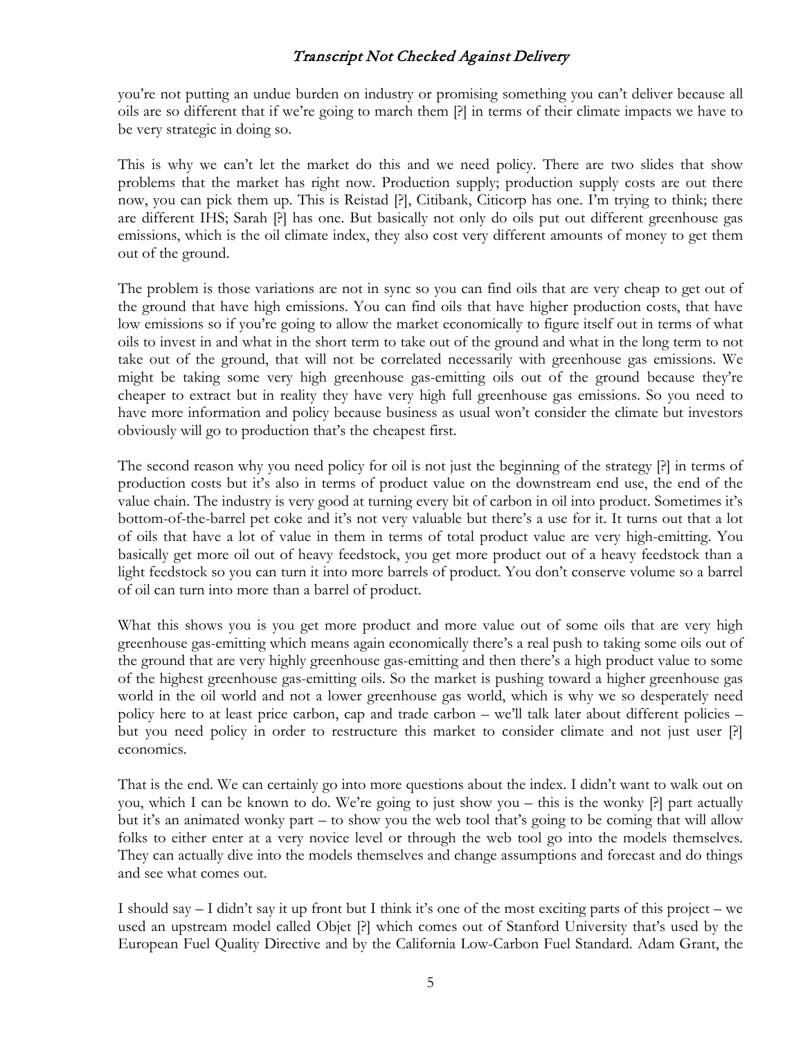you're not putting an undue burden on industry or promising something you can't deliver because all oils are so different that if we're going to march them [?] in terms of their climate impacts we have to be very strategic in doing so.

This is why we can't let the market do this and we need policy. There are two slides that show problems that the market has right now. Production supply; production supply costs are out there now, you can pick them up. This is Reistad [?], Citibank, Citicorp has one. I'm trying to think; there are different IHS; Sarah [?] has one. But basically not only do oils put out different greenhouse gas emissions, which is the oil climate index, they also cost very different amounts of money to get them out of the ground.

The problem is those variations are not in sync so you can find oils that are very cheap to get out of the ground that have high emissions. You can find oils that have higher production costs, that have low emissions so if you're going to allow the market economically to figure itself out in terms of what oils to invest in and what in the short term to take out of the ground and what in the long term to not take out of the ground, that will not be correlated necessarily with greenhouse gas emissions. We might be taking some very high greenhouse gas-emitting oils out of the ground because they're cheaper to extract but in reality they have very high full greenhouse gas emissions. So you need to have more information and policy because business as usual won't consider the climate but investors obviously will go to production that's the cheapest first.

The second reason why you need policy for oil is not just the beginning of the strategy [?] in terms of production costs but it's also in terms of product value on the downstream end use, the end of the value chain. The industry is very good at turning every bit of carbon in oil into product. Sometimes it's bottom-of-the-barrel pet coke and it's not very valuable but there's a use for it. It turns out that a lot of oils that have a lot of value in them in terms of total product value are very high-emitting. You basically get more oil out of heavy feedstock, you get more product out of a heavy feedstock than a light feedstock so you can turn it into more barrels of product. You don't conserve volume so a barrel of oil can turn into more than a barrel of product.

What this shows you is you get more product and more value out of some oils that are very high greenhouse gas-emitting which means again economically there's a real push to taking some oils out of the ground that are very highly greenhouse gas-emitting and then there's a high product value to some of the highest greenhouse gas-emitting oils. So the market is pushing toward a higher greenhouse gas world in the oil world and not a lower greenhouse gas world, which is why we so desperately need policy here to at least price carbon, cap and trade carbon – we'll talk later about different policies – but you need policy in order to restructure this market to consider climate and not just user [?] economics.

That is the end. We can certainly go into more questions about the index. I didn't want to walk out on you, which I can be known to do. We're going to just show you – this is the wonky [?] part actually but it's an animated wonky part – to show you the web tool that's going to be coming that will allow folks to either enter at a very novice level or through the web tool go into the models themselves. They can actually dive into the models themselves and change assumptions and forecast and do things and see what comes out.

I should say – I didn't say it up front but I think it's one of the most exciting parts of this project – we used an upstream model called Objet [?] which comes out of Stanford University that's used by the European Fuel Quality Directive and by the California Low-Carbon Fuel Standard. Adam Grant, the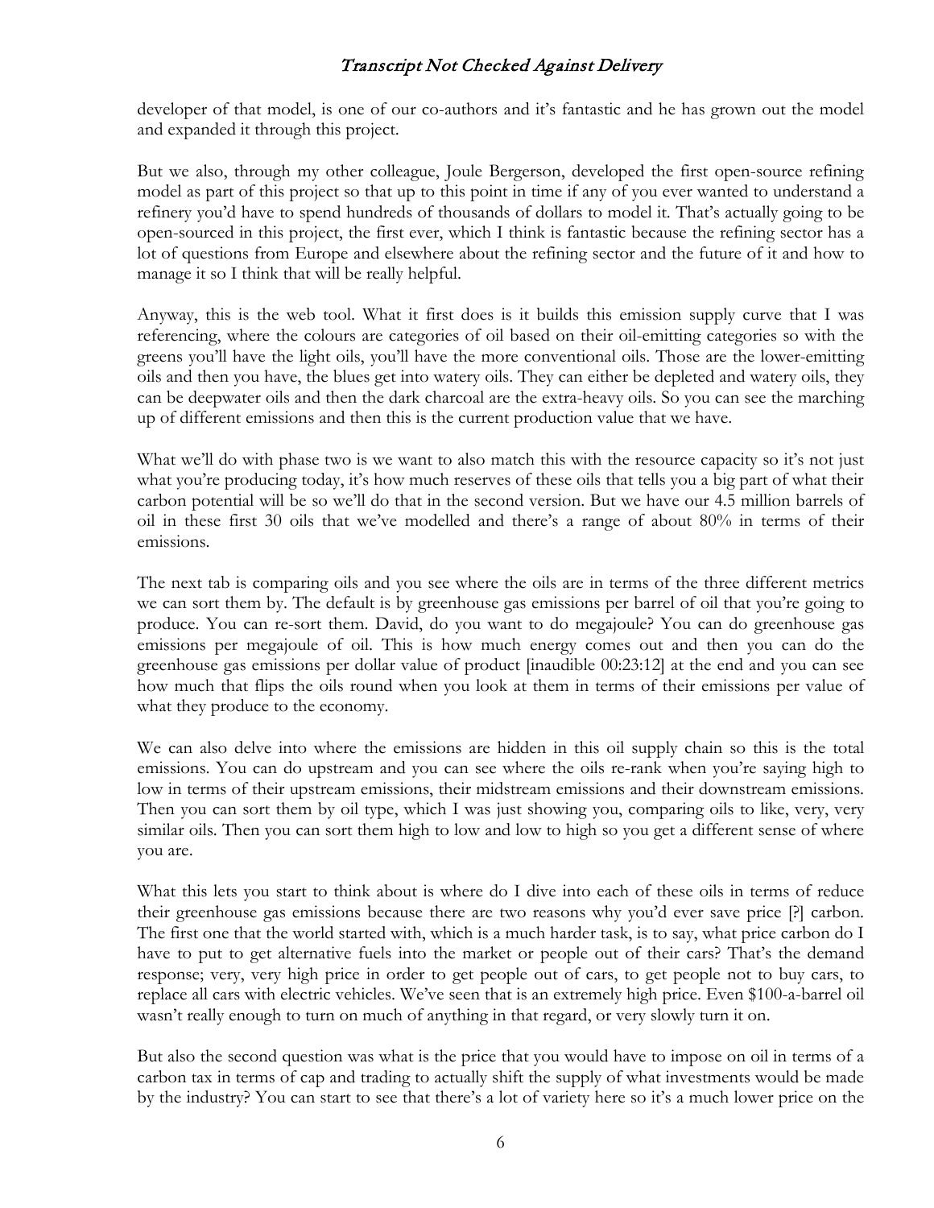developer of that model, is one of our co-authors and it's fantastic and he has grown out the model and expanded it through this project.

But we also, through my other colleague, Joule Bergerson, developed the first open-source refining model as part of this project so that up to this point in time if any of you ever wanted to understand a refinery you'd have to spend hundreds of thousands of dollars to model it. That's actually going to be open-sourced in this project, the first ever, which I think is fantastic because the refining sector has a lot of questions from Europe and elsewhere about the refining sector and the future of it and how to manage it so I think that will be really helpful.

Anyway, this is the web tool. What it first does is it builds this emission supply curve that I was referencing, where the colours are categories of oil based on their oil-emitting categories so with the greens you'll have the light oils, you'll have the more conventional oils. Those are the lower-emitting oils and then you have, the blues get into watery oils. They can either be depleted and watery oils, they can be deepwater oils and then the dark charcoal are the extra-heavy oils. So you can see the marching up of different emissions and then this is the current production value that we have.

What we'll do with phase two is we want to also match this with the resource capacity so it's not just what you're producing today, it's how much reserves of these oils that tells you a big part of what their carbon potential will be so we'll do that in the second version. But we have our 4.5 million barrels of oil in these first 30 oils that we've modelled and there's a range of about 80% in terms of their emissions.

The next tab is comparing oils and you see where the oils are in terms of the three different metrics we can sort them by. The default is by greenhouse gas emissions per barrel of oil that you're going to produce. You can re-sort them. David, do you want to do megajoule? You can do greenhouse gas emissions per megajoule of oil. This is how much energy comes out and then you can do the greenhouse gas emissions per dollar value of product [inaudible 00:23:12] at the end and you can see how much that flips the oils round when you look at them in terms of their emissions per value of what they produce to the economy.

We can also delve into where the emissions are hidden in this oil supply chain so this is the total emissions. You can do upstream and you can see where the oils re-rank when you're saying high to low in terms of their upstream emissions, their midstream emissions and their downstream emissions. Then you can sort them by oil type, which I was just showing you, comparing oils to like, very, very similar oils. Then you can sort them high to low and low to high so you get a different sense of where you are.

What this lets you start to think about is where do I dive into each of these oils in terms of reduce their greenhouse gas emissions because there are two reasons why you'd ever save price [?] carbon. The first one that the world started with, which is a much harder task, is to say, what price carbon do I have to put to get alternative fuels into the market or people out of their cars? That's the demand response; very, very high price in order to get people out of cars, to get people not to buy cars, to replace all cars with electric vehicles. We've seen that is an extremely high price. Even $100-a-barrel oil wasn't really enough to turn on much of anything in that regard, or very slowly turn it on.

But also the second question was what is the price that you would have to impose on oil in terms of a carbon tax in terms of cap and trading to actually shift the supply of what investments would be made by the industry? You can start to see that there's a lot of variety here so it's a much lower price on the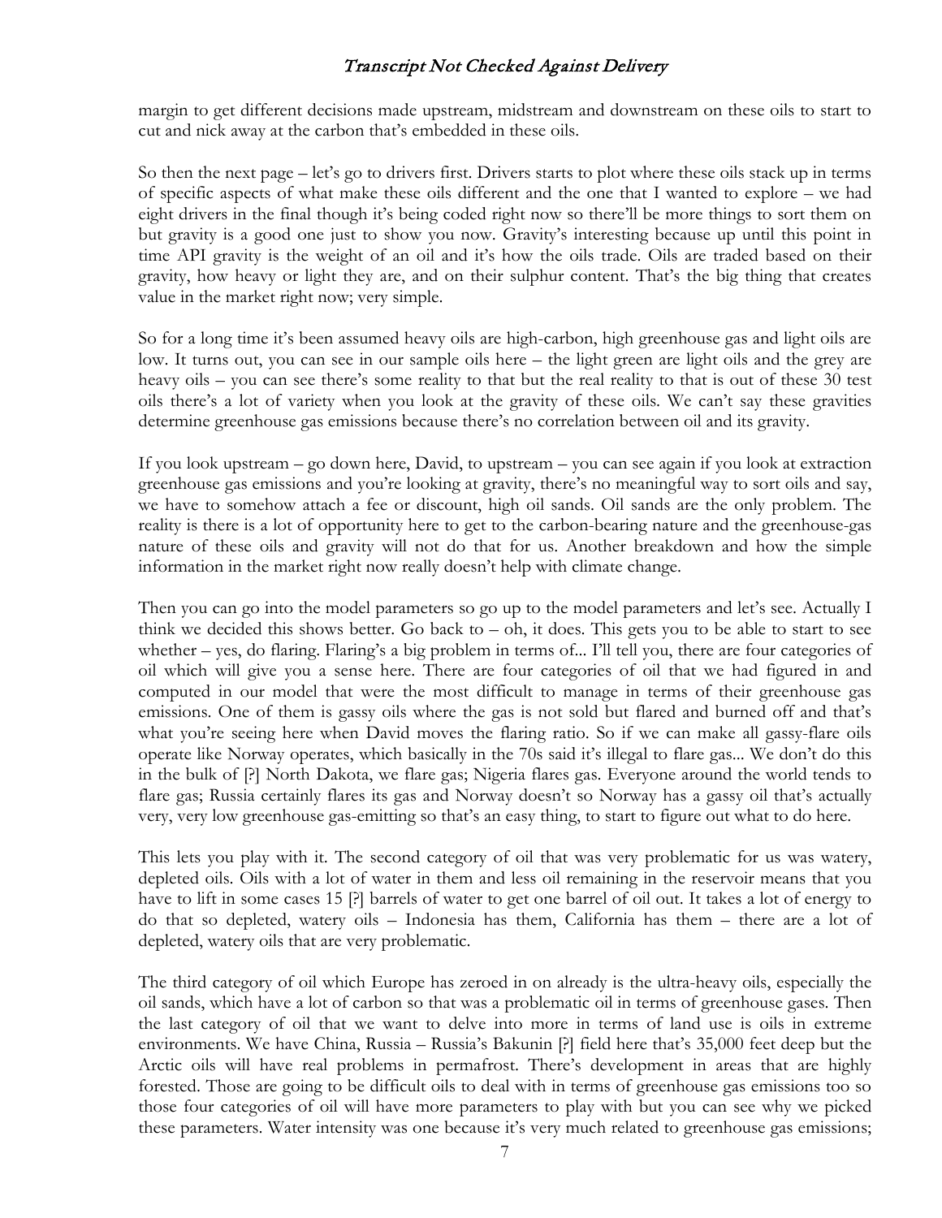margin to get different decisions made upstream, midstream and downstream on these oils to start to cut and nick away at the carbon that's embedded in these oils.

So then the next page – let's go to drivers first. Drivers starts to plot where these oils stack up in terms of specific aspects of what make these oils different and the one that I wanted to explore – we had eight drivers in the final though it's being coded right now so there'll be more things to sort them on but gravity is a good one just to show you now. Gravity's interesting because up until this point in time API gravity is the weight of an oil and it's how the oils trade. Oils are traded based on their gravity, how heavy or light they are, and on their sulphur content. That's the big thing that creates value in the market right now; very simple.

So for a long time it's been assumed heavy oils are high-carbon, high greenhouse gas and light oils are low. It turns out, you can see in our sample oils here – the light green are light oils and the grey are heavy oils – you can see there's some reality to that but the real reality to that is out of these 30 test oils there's a lot of variety when you look at the gravity of these oils. We can't say these gravities determine greenhouse gas emissions because there's no correlation between oil and its gravity.

If you look upstream – go down here, David, to upstream – you can see again if you look at extraction greenhouse gas emissions and you're looking at gravity, there's no meaningful way to sort oils and say, we have to somehow attach a fee or discount, high oil sands. Oil sands are the only problem. The reality is there is a lot of opportunity here to get to the carbon-bearing nature and the greenhouse-gas nature of these oils and gravity will not do that for us. Another breakdown and how the simple information in the market right now really doesn't help with climate change.

Then you can go into the model parameters so go up to the model parameters and let's see. Actually I think we decided this shows better. Go back to – oh, it does. This gets you to be able to start to see whether – yes, do flaring. Flaring's a big problem in terms of... I'll tell you, there are four categories of oil which will give you a sense here. There are four categories of oil that we had figured in and computed in our model that were the most difficult to manage in terms of their greenhouse gas emissions. One of them is gassy oils where the gas is not sold but flared and burned off and that's what you're seeing here when David moves the flaring ratio. So if we can make all gassy-flare oils operate like Norway operates, which basically in the 70s said it's illegal to flare gas... We don't do this in the bulk of [?] North Dakota, we flare gas; Nigeria flares gas. Everyone around the world tends to flare gas; Russia certainly flares its gas and Norway doesn't so Norway has a gassy oil that's actually very, very low greenhouse gas-emitting so that's an easy thing, to start to figure out what to do here.

This lets you play with it. The second category of oil that was very problematic for us was watery, depleted oils. Oils with a lot of water in them and less oil remaining in the reservoir means that you have to lift in some cases 15 [?] barrels of water to get one barrel of oil out. It takes a lot of energy to do that so depleted, watery oils – Indonesia has them, California has them – there are a lot of depleted, watery oils that are very problematic.

The third category of oil which Europe has zeroed in on already is the ultra-heavy oils, especially the oil sands, which have a lot of carbon so that was a problematic oil in terms of greenhouse gases. Then the last category of oil that we want to delve into more in terms of land use is oils in extreme environments. We have China, Russia – Russia's Bakunin [?] field here that's 35,000 feet deep but the Arctic oils will have real problems in permafrost. There's development in areas that are highly forested. Those are going to be difficult oils to deal with in terms of greenhouse gas emissions too so those four categories of oil will have more parameters to play with but you can see why we picked these parameters. Water intensity was one because it's very much related to greenhouse gas emissions;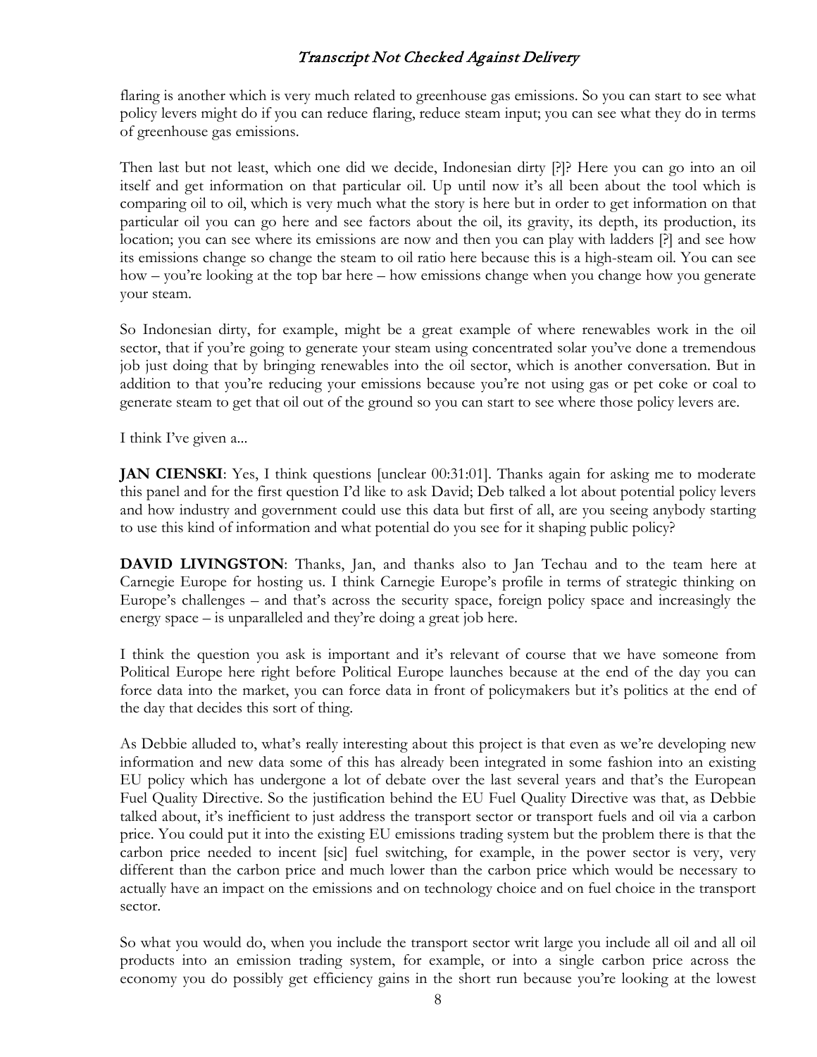flaring is another which is very much related to greenhouse gas emissions. So you can start to see what policy levers might do if you can reduce flaring, reduce steam input; you can see what they do in terms of greenhouse gas emissions.

Then last but not least, which one did we decide, Indonesian dirty [?]? Here you can go into an oil itself and get information on that particular oil. Up until now it's all been about the tool which is comparing oil to oil, which is very much what the story is here but in order to get information on that particular oil you can go here and see factors about the oil, its gravity, its depth, its production, its location; you can see where its emissions are now and then you can play with ladders [?] and see how its emissions change so change the steam to oil ratio here because this is a high-steam oil. You can see how – you're looking at the top bar here – how emissions change when you change how you generate your steam.

So Indonesian dirty, for example, might be a great example of where renewables work in the oil sector, that if you're going to generate your steam using concentrated solar you've done a tremendous job just doing that by bringing renewables into the oil sector, which is another conversation. But in addition to that you're reducing your emissions because you're not using gas or pet coke or coal to generate steam to get that oil out of the ground so you can start to see where those policy levers are.

I think I've given a...

**JAN CIENSKI**: Yes, I think questions [unclear 00:31:01]. Thanks again for asking me to moderate this panel and for the first question I'd like to ask David; Deb talked a lot about potential policy levers and how industry and government could use this data but first of all, are you seeing anybody starting to use this kind of information and what potential do you see for it shaping public policy?

**DAVID LIVINGSTON**: Thanks, Jan, and thanks also to Jan Techau and to the team here at Carnegie Europe for hosting us. I think Carnegie Europe's profile in terms of strategic thinking on Europe's challenges – and that's across the security space, foreign policy space and increasingly the energy space – is unparalleled and they're doing a great job here.

I think the question you ask is important and it's relevant of course that we have someone from Political Europe here right before Political Europe launches because at the end of the day you can force data into the market, you can force data in front of policymakers but it's politics at the end of the day that decides this sort of thing.

As Debbie alluded to, what's really interesting about this project is that even as we're developing new information and new data some of this has already been integrated in some fashion into an existing EU policy which has undergone a lot of debate over the last several years and that's the European Fuel Quality Directive. So the justification behind the EU Fuel Quality Directive was that, as Debbie talked about, it's inefficient to just address the transport sector or transport fuels and oil via a carbon price. You could put it into the existing EU emissions trading system but the problem there is that the carbon price needed to incent [sic] fuel switching, for example, in the power sector is very, very different than the carbon price and much lower than the carbon price which would be necessary to actually have an impact on the emissions and on technology choice and on fuel choice in the transport sector.

So what you would do, when you include the transport sector writ large you include all oil and all oil products into an emission trading system, for example, or into a single carbon price across the economy you do possibly get efficiency gains in the short run because you're looking at the lowest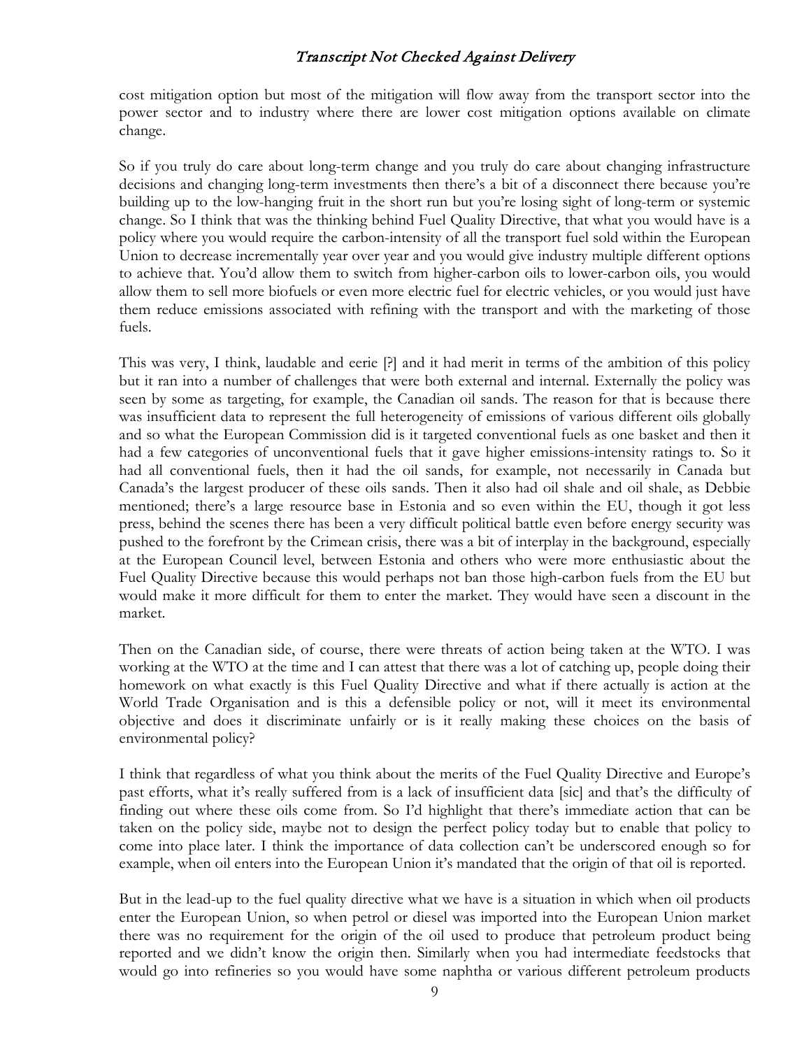cost mitigation option but most of the mitigation will flow away from the transport sector into the power sector and to industry where there are lower cost mitigation options available on climate change.

So if you truly do care about long-term change and you truly do care about changing infrastructure decisions and changing long-term investments then there's a bit of a disconnect there because you're building up to the low-hanging fruit in the short run but you're losing sight of long-term or systemic change. So I think that was the thinking behind Fuel Quality Directive, that what you would have is a policy where you would require the carbon-intensity of all the transport fuel sold within the European Union to decrease incrementally year over year and you would give industry multiple different options to achieve that. You'd allow them to switch from higher-carbon oils to lower-carbon oils, you would allow them to sell more biofuels or even more electric fuel for electric vehicles, or you would just have them reduce emissions associated with refining with the transport and with the marketing of those fuels.

This was very, I think, laudable and eerie [?] and it had merit in terms of the ambition of this policy but it ran into a number of challenges that were both external and internal. Externally the policy was seen by some as targeting, for example, the Canadian oil sands. The reason for that is because there was insufficient data to represent the full heterogeneity of emissions of various different oils globally and so what the European Commission did is it targeted conventional fuels as one basket and then it had a few categories of unconventional fuels that it gave higher emissions-intensity ratings to. So it had all conventional fuels, then it had the oil sands, for example, not necessarily in Canada but Canada's the largest producer of these oils sands. Then it also had oil shale and oil shale, as Debbie mentioned; there's a large resource base in Estonia and so even within the EU, though it got less press, behind the scenes there has been a very difficult political battle even before energy security was pushed to the forefront by the Crimean crisis, there was a bit of interplay in the background, especially at the European Council level, between Estonia and others who were more enthusiastic about the Fuel Quality Directive because this would perhaps not ban those high-carbon fuels from the EU but would make it more difficult for them to enter the market. They would have seen a discount in the market.

Then on the Canadian side, of course, there were threats of action being taken at the WTO. I was working at the WTO at the time and I can attest that there was a lot of catching up, people doing their homework on what exactly is this Fuel Quality Directive and what if there actually is action at the World Trade Organisation and is this a defensible policy or not, will it meet its environmental objective and does it discriminate unfairly or is it really making these choices on the basis of environmental policy?

I think that regardless of what you think about the merits of the Fuel Quality Directive and Europe's past efforts, what it's really suffered from is a lack of insufficient data [sic] and that's the difficulty of finding out where these oils come from. So I'd highlight that there's immediate action that can be taken on the policy side, maybe not to design the perfect policy today but to enable that policy to come into place later. I think the importance of data collection can't be underscored enough so for example, when oil enters into the European Union it's mandated that the origin of that oil is reported.

But in the lead-up to the fuel quality directive what we have is a situation in which when oil products enter the European Union, so when petrol or diesel was imported into the European Union market there was no requirement for the origin of the oil used to produce that petroleum product being reported and we didn't know the origin then. Similarly when you had intermediate feedstocks that would go into refineries so you would have some naphtha or various different petroleum products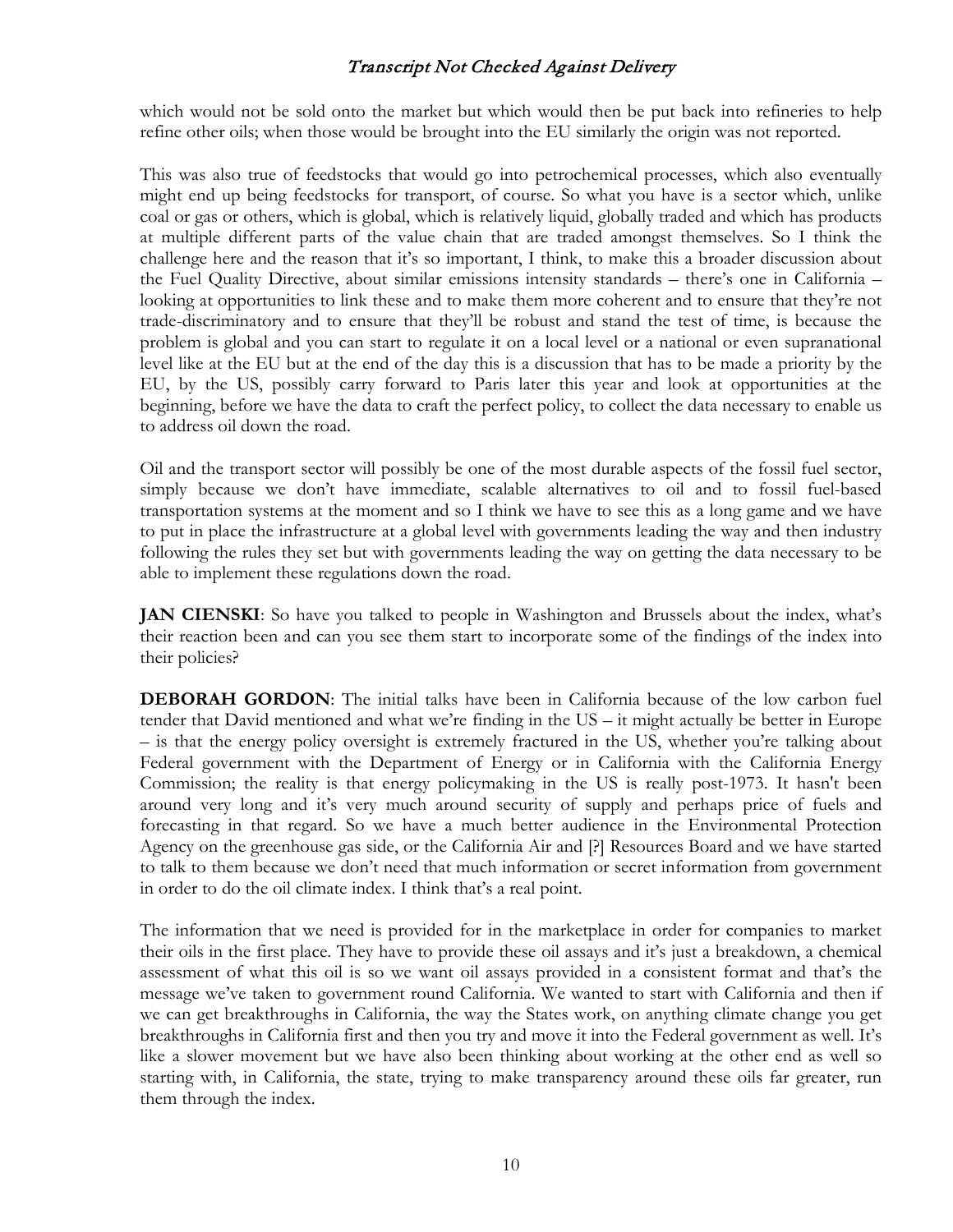which would not be sold onto the market but which would then be put back into refineries to help refine other oils; when those would be brought into the EU similarly the origin was not reported.

This was also true of feedstocks that would go into petrochemical processes, which also eventually might end up being feedstocks for transport, of course. So what you have is a sector which, unlike coal or gas or others, which is global, which is relatively liquid, globally traded and which has products at multiple different parts of the value chain that are traded amongst themselves. So I think the challenge here and the reason that it's so important, I think, to make this a broader discussion about the Fuel Quality Directive, about similar emissions intensity standards – there's one in California – looking at opportunities to link these and to make them more coherent and to ensure that they're not trade-discriminatory and to ensure that they'll be robust and stand the test of time, is because the problem is global and you can start to regulate it on a local level or a national or even supranational level like at the EU but at the end of the day this is a discussion that has to be made a priority by the EU, by the US, possibly carry forward to Paris later this year and look at opportunities at the beginning, before we have the data to craft the perfect policy, to collect the data necessary to enable us to address oil down the road.

Oil and the transport sector will possibly be one of the most durable aspects of the fossil fuel sector, simply because we don't have immediate, scalable alternatives to oil and to fossil fuel-based transportation systems at the moment and so I think we have to see this as a long game and we have to put in place the infrastructure at a global level with governments leading the way and then industry following the rules they set but with governments leading the way on getting the data necessary to be able to implement these regulations down the road.

**JAN CIENSKI**: So have you talked to people in Washington and Brussels about the index, what's their reaction been and can you see them start to incorporate some of the findings of the index into their policies?

**DEBORAH GORDON**: The initial talks have been in California because of the low carbon fuel tender that David mentioned and what we're finding in the US – it might actually be better in Europe – is that the energy policy oversight is extremely fractured in the US, whether you're talking about Federal government with the Department of Energy or in California with the California Energy Commission; the reality is that energy policymaking in the US is really post-1973. It hasn't been around very long and it's very much around security of supply and perhaps price of fuels and forecasting in that regard. So we have a much better audience in the Environmental Protection Agency on the greenhouse gas side, or the California Air and [?] Resources Board and we have started to talk to them because we don't need that much information or secret information from government in order to do the oil climate index. I think that's a real point.

The information that we need is provided for in the marketplace in order for companies to market their oils in the first place. They have to provide these oil assays and it's just a breakdown, a chemical assessment of what this oil is so we want oil assays provided in a consistent format and that's the message we've taken to government round California. We wanted to start with California and then if we can get breakthroughs in California, the way the States work, on anything climate change you get breakthroughs in California first and then you try and move it into the Federal government as well. It's like a slower movement but we have also been thinking about working at the other end as well so starting with, in California, the state, trying to make transparency around these oils far greater, run them through the index.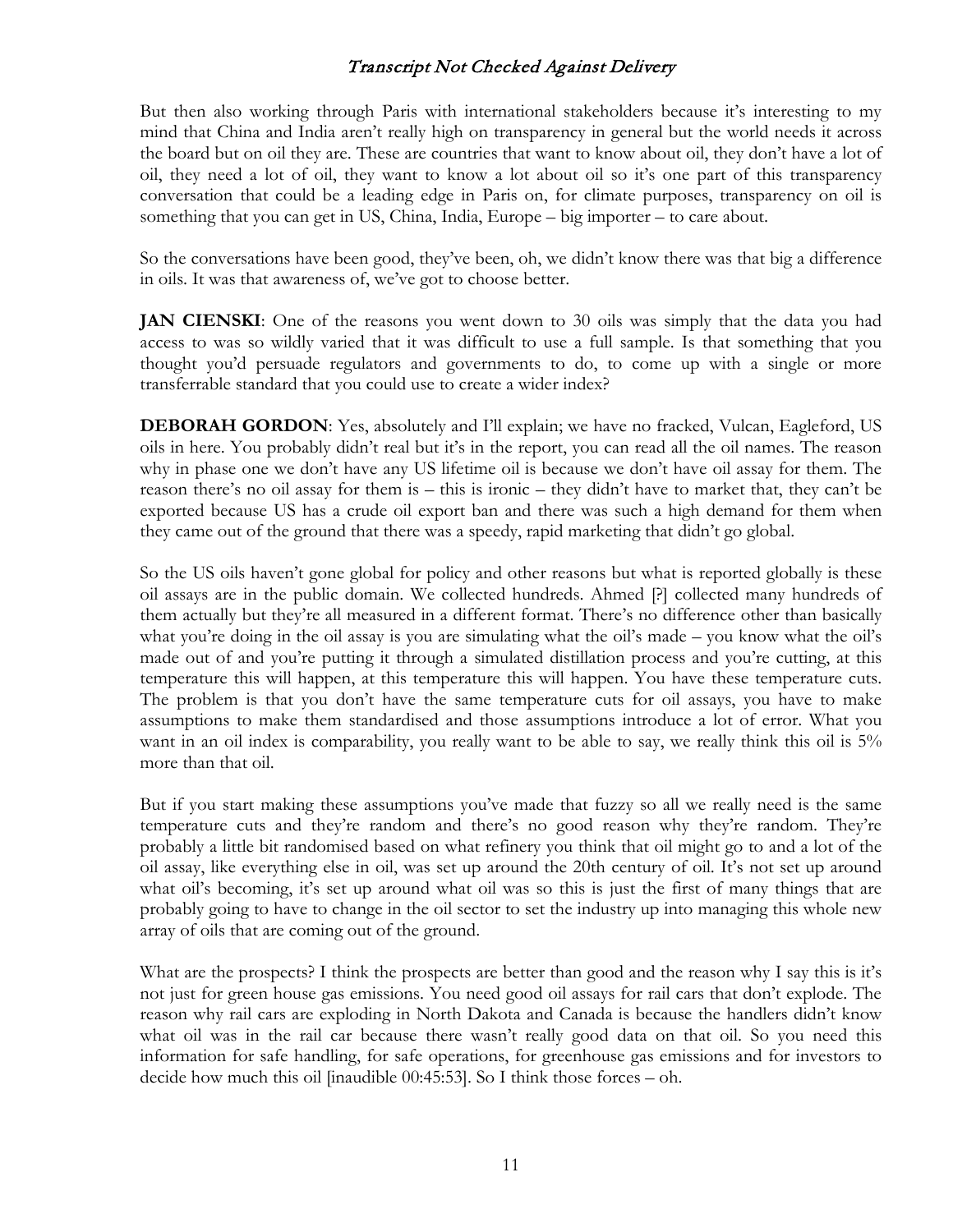But then also working through Paris with international stakeholders because it's interesting to my mind that China and India aren't really high on transparency in general but the world needs it across the board but on oil they are. These are countries that want to know about oil, they don't have a lot of oil, they need a lot of oil, they want to know a lot about oil so it's one part of this transparency conversation that could be a leading edge in Paris on, for climate purposes, transparency on oil is something that you can get in US, China, India, Europe – big importer – to care about.

So the conversations have been good, they've been, oh, we didn't know there was that big a difference in oils. It was that awareness of, we've got to choose better.

**JAN CIENSKI**: One of the reasons you went down to 30 oils was simply that the data you had access to was so wildly varied that it was difficult to use a full sample. Is that something that you thought you'd persuade regulators and governments to do, to come up with a single or more transferrable standard that you could use to create a wider index?

**DEBORAH GORDON**: Yes, absolutely and I'll explain; we have no fracked, Vulcan, Eagleford, US oils in here. You probably didn't real but it's in the report, you can read all the oil names. The reason why in phase one we don't have any US lifetime oil is because we don't have oil assay for them. The reason there's no oil assay for them is – this is ironic – they didn't have to market that, they can't be exported because US has a crude oil export ban and there was such a high demand for them when they came out of the ground that there was a speedy, rapid marketing that didn't go global.

So the US oils haven't gone global for policy and other reasons but what is reported globally is these oil assays are in the public domain. We collected hundreds. Ahmed [?] collected many hundreds of them actually but they're all measured in a different format. There's no difference other than basically what you're doing in the oil assay is you are simulating what the oil's made – you know what the oil's made out of and you're putting it through a simulated distillation process and you're cutting, at this temperature this will happen, at this temperature this will happen. You have these temperature cuts. The problem is that you don't have the same temperature cuts for oil assays, you have to make assumptions to make them standardised and those assumptions introduce a lot of error. What you want in an oil index is comparability, you really want to be able to say, we really think this oil is 5% more than that oil.

But if you start making these assumptions you've made that fuzzy so all we really need is the same temperature cuts and they're random and there's no good reason why they're random. They're probably a little bit randomised based on what refinery you think that oil might go to and a lot of the oil assay, like everything else in oil, was set up around the 20th century of oil. It's not set up around what oil's becoming, it's set up around what oil was so this is just the first of many things that are probably going to have to change in the oil sector to set the industry up into managing this whole new array of oils that are coming out of the ground.

What are the prospects? I think the prospects are better than good and the reason why I say this is it's not just for green house gas emissions. You need good oil assays for rail cars that don't explode. The reason why rail cars are exploding in North Dakota and Canada is because the handlers didn't know what oil was in the rail car because there wasn't really good data on that oil. So you need this information for safe handling, for safe operations, for greenhouse gas emissions and for investors to decide how much this oil [inaudible 00:45:53]. So I think those forces – oh.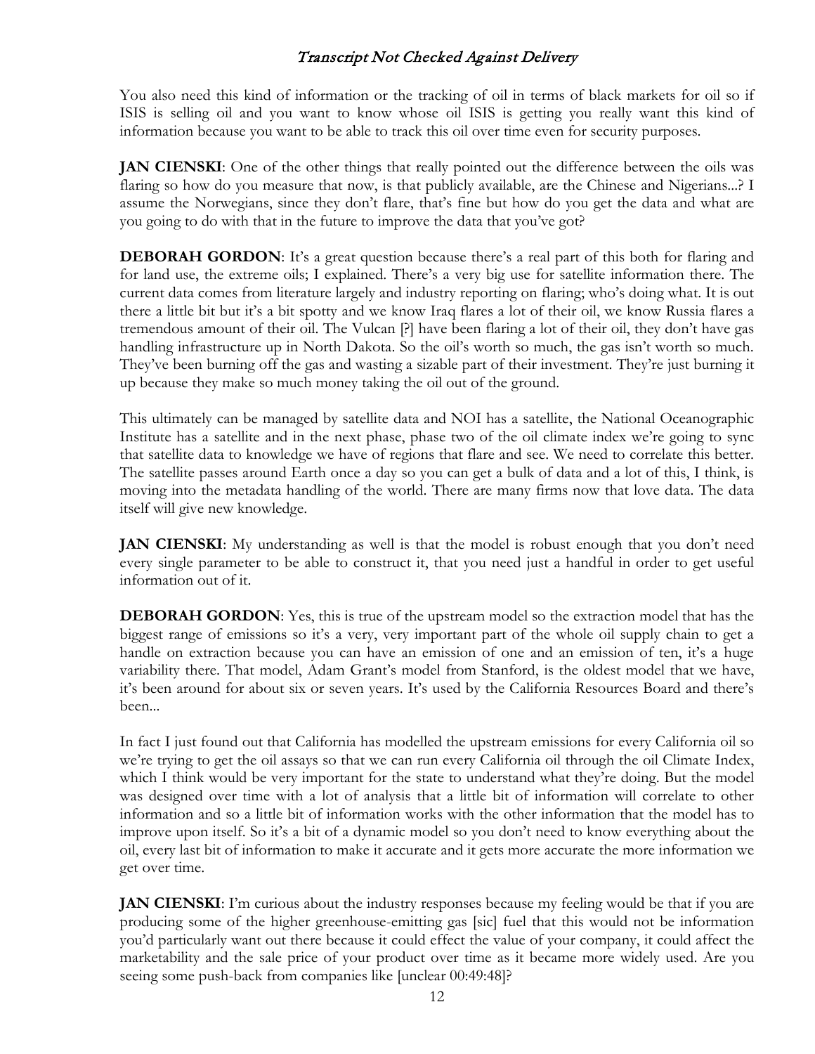You also need this kind of information or the tracking of oil in terms of black markets for oil so if ISIS is selling oil and you want to know whose oil ISIS is getting you really want this kind of information because you want to be able to track this oil over time even for security purposes.

**JAN CIENSKI**: One of the other things that really pointed out the difference between the oils was flaring so how do you measure that now, is that publicly available, are the Chinese and Nigerians...? I assume the Norwegians, since they don't flare, that's fine but how do you get the data and what are you going to do with that in the future to improve the data that you've got?

**DEBORAH GORDON**: It's a great question because there's a real part of this both for flaring and for land use, the extreme oils; I explained. There's a very big use for satellite information there. The current data comes from literature largely and industry reporting on flaring; who's doing what. It is out there a little bit but it's a bit spotty and we know Iraq flares a lot of their oil, we know Russia flares a tremendous amount of their oil. The Vulcan [?] have been flaring a lot of their oil, they don't have gas handling infrastructure up in North Dakota. So the oil's worth so much, the gas isn't worth so much. They've been burning off the gas and wasting a sizable part of their investment. They're just burning it up because they make so much money taking the oil out of the ground.

This ultimately can be managed by satellite data and NOI has a satellite, the National Oceanographic Institute has a satellite and in the next phase, phase two of the oil climate index we're going to sync that satellite data to knowledge we have of regions that flare and see. We need to correlate this better. The satellite passes around Earth once a day so you can get a bulk of data and a lot of this, I think, is moving into the metadata handling of the world. There are many firms now that love data. The data itself will give new knowledge.

**JAN CIENSKI**: My understanding as well is that the model is robust enough that you don't need every single parameter to be able to construct it, that you need just a handful in order to get useful information out of it.

**DEBORAH GORDON**: Yes, this is true of the upstream model so the extraction model that has the biggest range of emissions so it's a very, very important part of the whole oil supply chain to get a handle on extraction because you can have an emission of one and an emission of ten, it's a huge variability there. That model, Adam Grant's model from Stanford, is the oldest model that we have, it's been around for about six or seven years. It's used by the California Resources Board and there's been...

In fact I just found out that California has modelled the upstream emissions for every California oil so we're trying to get the oil assays so that we can run every California oil through the oil Climate Index, which I think would be very important for the state to understand what they're doing. But the model was designed over time with a lot of analysis that a little bit of information will correlate to other information and so a little bit of information works with the other information that the model has to improve upon itself. So it's a bit of a dynamic model so you don't need to know everything about the oil, every last bit of information to make it accurate and it gets more accurate the more information we get over time.

**JAN CIENSKI**: I'm curious about the industry responses because my feeling would be that if you are producing some of the higher greenhouse-emitting gas [sic] fuel that this would not be information you'd particularly want out there because it could effect the value of your company, it could affect the marketability and the sale price of your product over time as it became more widely used. Are you seeing some push-back from companies like [unclear 00:49:48]?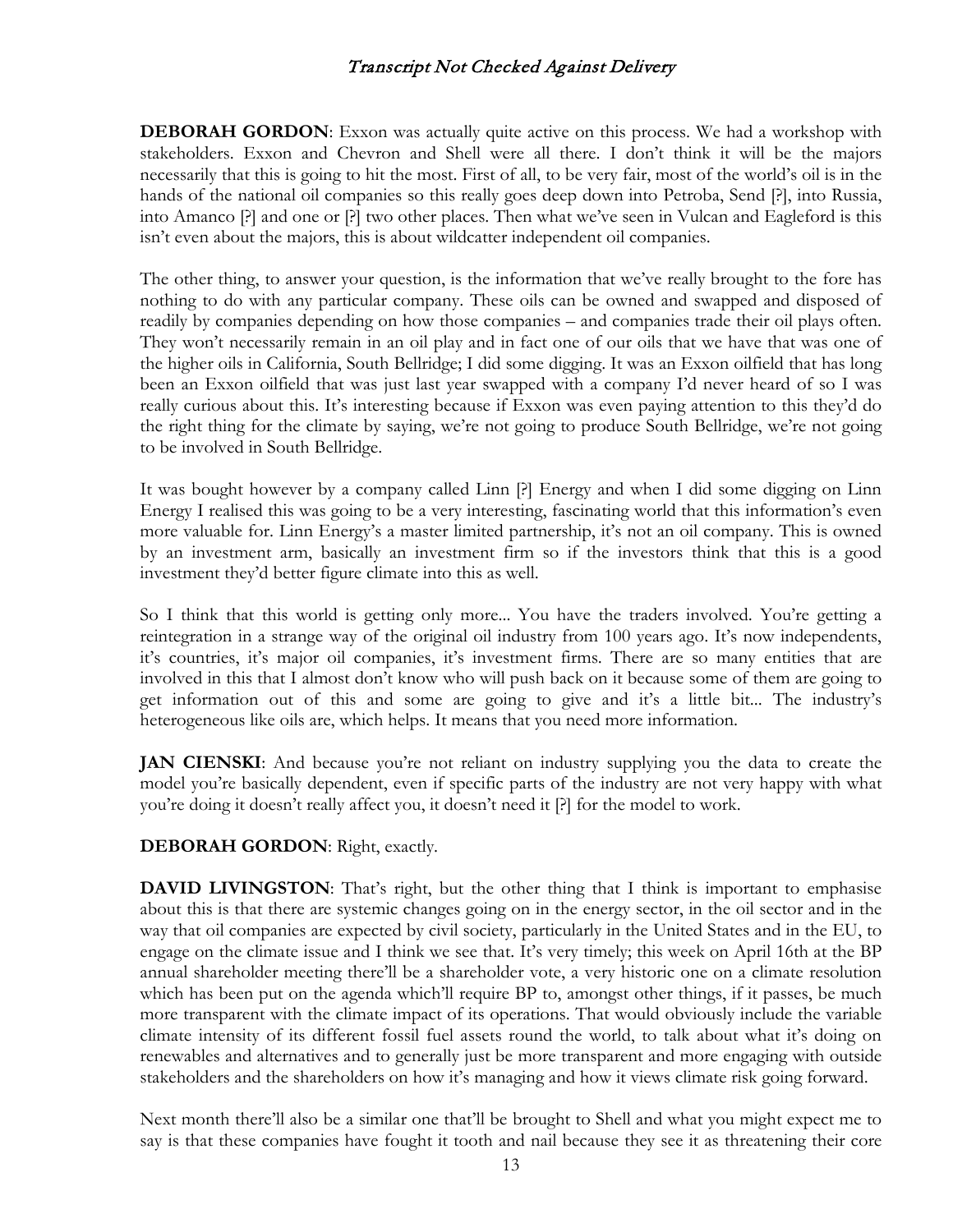**DEBORAH GORDON**: Exxon was actually quite active on this process. We had a workshop with stakeholders. Exxon and Chevron and Shell were all there. I don't think it will be the majors necessarily that this is going to hit the most. First of all, to be very fair, most of the world's oil is in the hands of the national oil companies so this really goes deep down into Petroba, Send [?], into Russia, into Amanco [?] and one or [?] two other places. Then what we've seen in Vulcan and Eagleford is this isn't even about the majors, this is about wildcatter independent oil companies.

The other thing, to answer your question, is the information that we've really brought to the fore has nothing to do with any particular company. These oils can be owned and swapped and disposed of readily by companies depending on how those companies – and companies trade their oil plays often. They won't necessarily remain in an oil play and in fact one of our oils that we have that was one of the higher oils in California, South Bellridge; I did some digging. It was an Exxon oilfield that has long been an Exxon oilfield that was just last year swapped with a company I'd never heard of so I was really curious about this. It's interesting because if Exxon was even paying attention to this they'd do the right thing for the climate by saying, we're not going to produce South Bellridge, we're not going to be involved in South Bellridge.

It was bought however by a company called Linn [?] Energy and when I did some digging on Linn Energy I realised this was going to be a very interesting, fascinating world that this information's even more valuable for. Linn Energy's a master limited partnership, it's not an oil company. This is owned by an investment arm, basically an investment firm so if the investors think that this is a good investment they'd better figure climate into this as well.

So I think that this world is getting only more... You have the traders involved. You're getting a reintegration in a strange way of the original oil industry from 100 years ago. It's now independents, it's countries, it's major oil companies, it's investment firms. There are so many entities that are involved in this that I almost don't know who will push back on it because some of them are going to get information out of this and some are going to give and it's a little bit... The industry's heterogeneous like oils are, which helps. It means that you need more information.

**JAN CIENSKI**: And because you're not reliant on industry supplying you the data to create the model you're basically dependent, even if specific parts of the industry are not very happy with what you're doing it doesn't really affect you, it doesn't need it [?] for the model to work.

**DEBORAH GORDON**: Right, exactly.

**DAVID LIVINGSTON**: That's right, but the other thing that I think is important to emphasise about this is that there are systemic changes going on in the energy sector, in the oil sector and in the way that oil companies are expected by civil society, particularly in the United States and in the EU, to engage on the climate issue and I think we see that. It's very timely; this week on April 16th at the BP annual shareholder meeting there'll be a shareholder vote, a very historic one on a climate resolution which has been put on the agenda which'll require BP to, amongst other things, if it passes, be much more transparent with the climate impact of its operations. That would obviously include the variable climate intensity of its different fossil fuel assets round the world, to talk about what it's doing on renewables and alternatives and to generally just be more transparent and more engaging with outside stakeholders and the shareholders on how it's managing and how it views climate risk going forward.

Next month there'll also be a similar one that'll be brought to Shell and what you might expect me to say is that these companies have fought it tooth and nail because they see it as threatening their core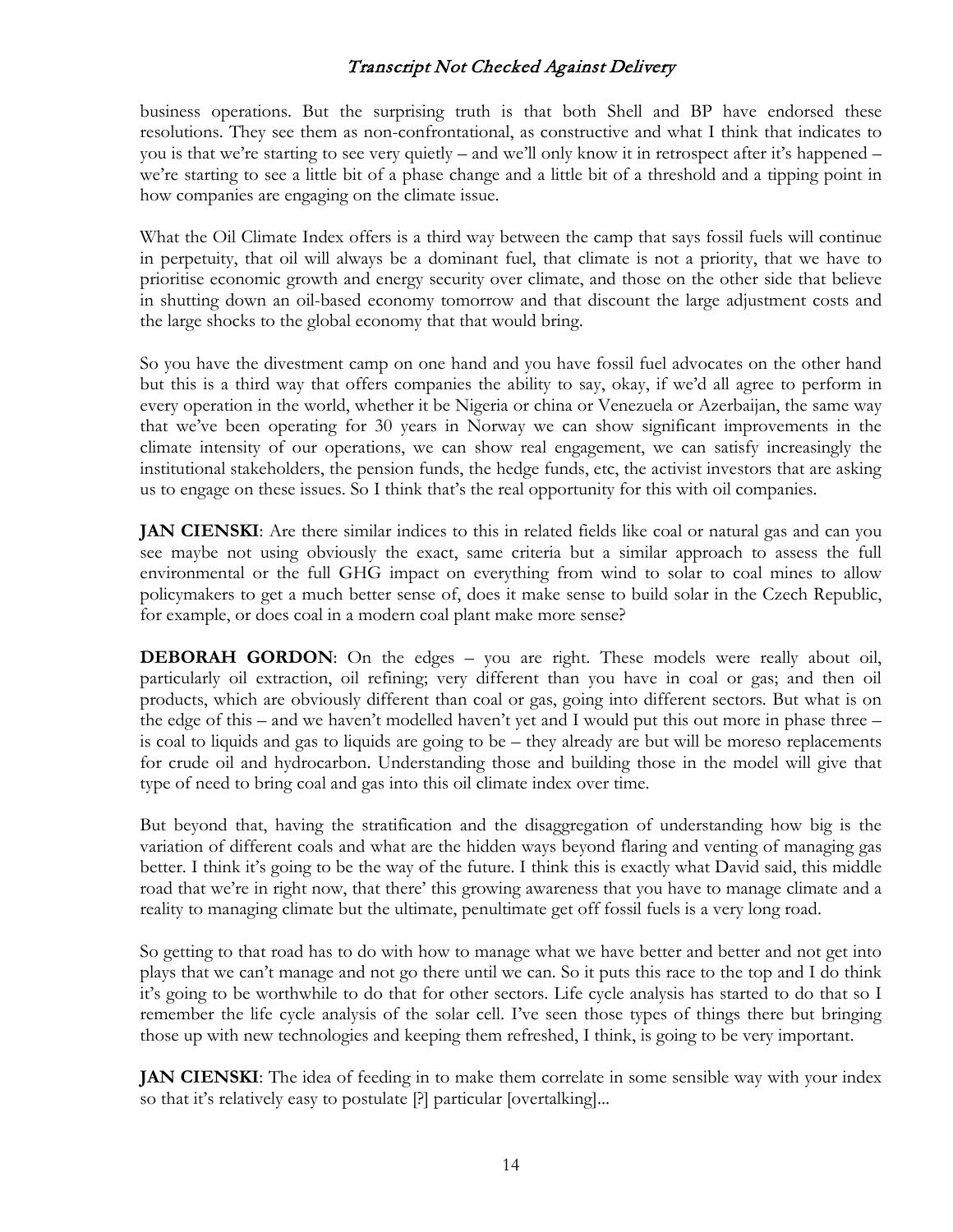business operations. But the surprising truth is that both Shell and BP have endorsed these resolutions. They see them as non-confrontational, as constructive and what I think that indicates to you is that we're starting to see very quietly – and we'll only know it in retrospect after it's happened – we're starting to see a little bit of a phase change and a little bit of a threshold and a tipping point in how companies are engaging on the climate issue.

What the Oil Climate Index offers is a third way between the camp that says fossil fuels will continue in perpetuity, that oil will always be a dominant fuel, that climate is not a priority, that we have to prioritise economic growth and energy security over climate, and those on the other side that believe in shutting down an oil-based economy tomorrow and that discount the large adjustment costs and the large shocks to the global economy that that would bring.

So you have the divestment camp on one hand and you have fossil fuel advocates on the other hand but this is a third way that offers companies the ability to say, okay, if we'd all agree to perform in every operation in the world, whether it be Nigeria or china or Venezuela or Azerbaijan, the same way that we've been operating for 30 years in Norway we can show significant improvements in the climate intensity of our operations, we can show real engagement, we can satisfy increasingly the institutional stakeholders, the pension funds, the hedge funds, etc, the activist investors that are asking us to engage on these issues. So I think that's the real opportunity for this with oil companies.

**JAN CIENSKI**: Are there similar indices to this in related fields like coal or natural gas and can you see maybe not using obviously the exact, same criteria but a similar approach to assess the full environmental or the full GHG impact on everything from wind to solar to coal mines to allow policymakers to get a much better sense of, does it make sense to build solar in the Czech Republic, for example, or does coal in a modern coal plant make more sense?

**DEBORAH GORDON**: On the edges – you are right. These models were really about oil, particularly oil extraction, oil refining; very different than you have in coal or gas; and then oil products, which are obviously different than coal or gas, going into different sectors. But what is on the edge of this – and we haven't modelled haven't yet and I would put this out more in phase three – is coal to liquids and gas to liquids are going to be – they already are but will be moreso replacements for crude oil and hydrocarbon. Understanding those and building those in the model will give that type of need to bring coal and gas into this oil climate index over time.

But beyond that, having the stratification and the disaggregation of understanding how big is the variation of different coals and what are the hidden ways beyond flaring and venting of managing gas better. I think it's going to be the way of the future. I think this is exactly what David said, this middle road that we're in right now, that there' this growing awareness that you have to manage climate and a reality to managing climate but the ultimate, penultimate get off fossil fuels is a very long road.

So getting to that road has to do with how to manage what we have better and better and not get into plays that we can't manage and not go there until we can. So it puts this race to the top and I do think it's going to be worthwhile to do that for other sectors. Life cycle analysis has started to do that so I remember the life cycle analysis of the solar cell. I've seen those types of things there but bringing those up with new technologies and keeping them refreshed, I think, is going to be very important.

**JAN CIENSKI**: The idea of feeding in to make them correlate in some sensible way with your index so that it's relatively easy to postulate [?] particular [overtalking]...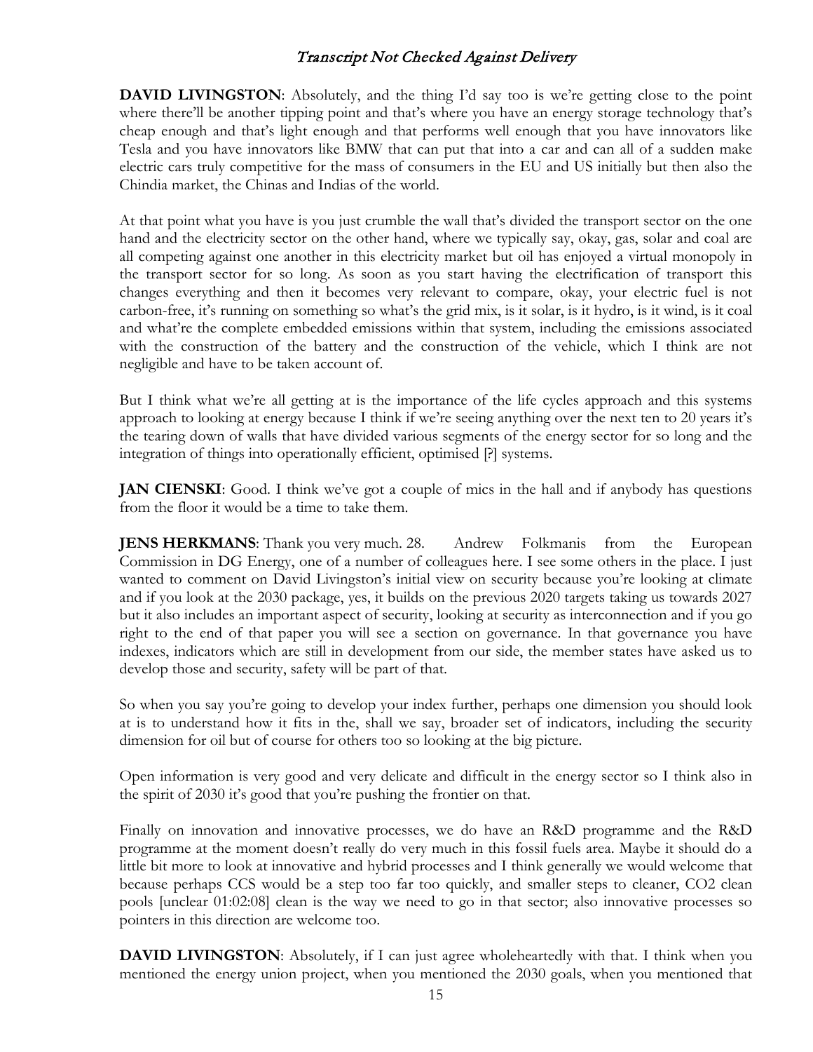*Transcript Not Checked Against Delivery*

**DAVID LIVINGSTON**: Absolutely, and the thing I'd say too is we're getting close to the point where there'll be another tipping point and that's where you have an energy storage technology that's cheap enough and that's light enough and that performs well enough that you have innovators like Tesla and you have innovators like BMW that can put that into a car and can all of a sudden make electric cars truly competitive for the mass of consumers in the EU and US initially but then also the Chindia market, the Chinas and Indias of the world.

At that point what you have is you just crumble the wall that's divided the transport sector on the one hand and the electricity sector on the other hand, where we typically say, okay, gas, solar and coal are all competing against one another in this electricity market but oil has enjoyed a virtual monopoly in the transport sector for so long. As soon as you start having the electrification of transport this changes everything and then it becomes very relevant to compare, okay, your electric fuel is not carbon-free, it's running on something so what's the grid mix, is it solar, is it hydro, is it wind, is it coal and what're the complete embedded emissions within that system, including the emissions associated with the construction of the battery and the construction of the vehicle, which I think are not negligible and have to be taken account of.

But I think what we're all getting at is the importance of the life cycles approach and this systems approach to looking at energy because I think if we're seeing anything over the next ten to 20 years it's the tearing down of walls that have divided various segments of the energy sector for so long and the integration of things into operationally efficient, optimised [?] systems.

**JAN CIENSKI**: Good. I think we've got a couple of mics in the hall and if anybody has questions from the floor it would be a time to take them.

**JENS HERKMANS**: Thank you very much. 28. Andrew Folkmanis from the European Commission in DG Energy, one of a number of colleagues here. I see some others in the place. I just wanted to comment on David Livingston's initial view on security because you're looking at climate and if you look at the 2030 package, yes, it builds on the previous 2020 targets taking us towards 2027 but it also includes an important aspect of security, looking at security as interconnection and if you go right to the end of that paper you will see a section on governance. In that governance you have indexes, indicators which are still in development from our side, the member states have asked us to develop those and security, safety will be part of that.

So when you say you're going to develop your index further, perhaps one dimension you should look at is to understand how it fits in the, shall we say, broader set of indicators, including the security dimension for oil but of course for others too so looking at the big picture.

Open information is very good and very delicate and difficult in the energy sector so I think also in the spirit of 2030 it's good that you're pushing the frontier on that.

Finally on innovation and innovative processes, we do have an R&D programme and the R&D programme at the moment doesn't really do very much in this fossil fuels area. Maybe it should do a little bit more to look at innovative and hybrid processes and I think generally we would welcome that because perhaps CCS would be a step too far too quickly, and smaller steps to cleaner, CO2 clean pools [unclear 01:02:08] clean is the way we need to go in that sector; also innovative processes so pointers in this direction are welcome too.

**DAVID LIVINGSTON**: Absolutely, if I can just agree wholeheartedly with that. I think when you mentioned the energy union project, when you mentioned the 2030 goals, when you mentioned that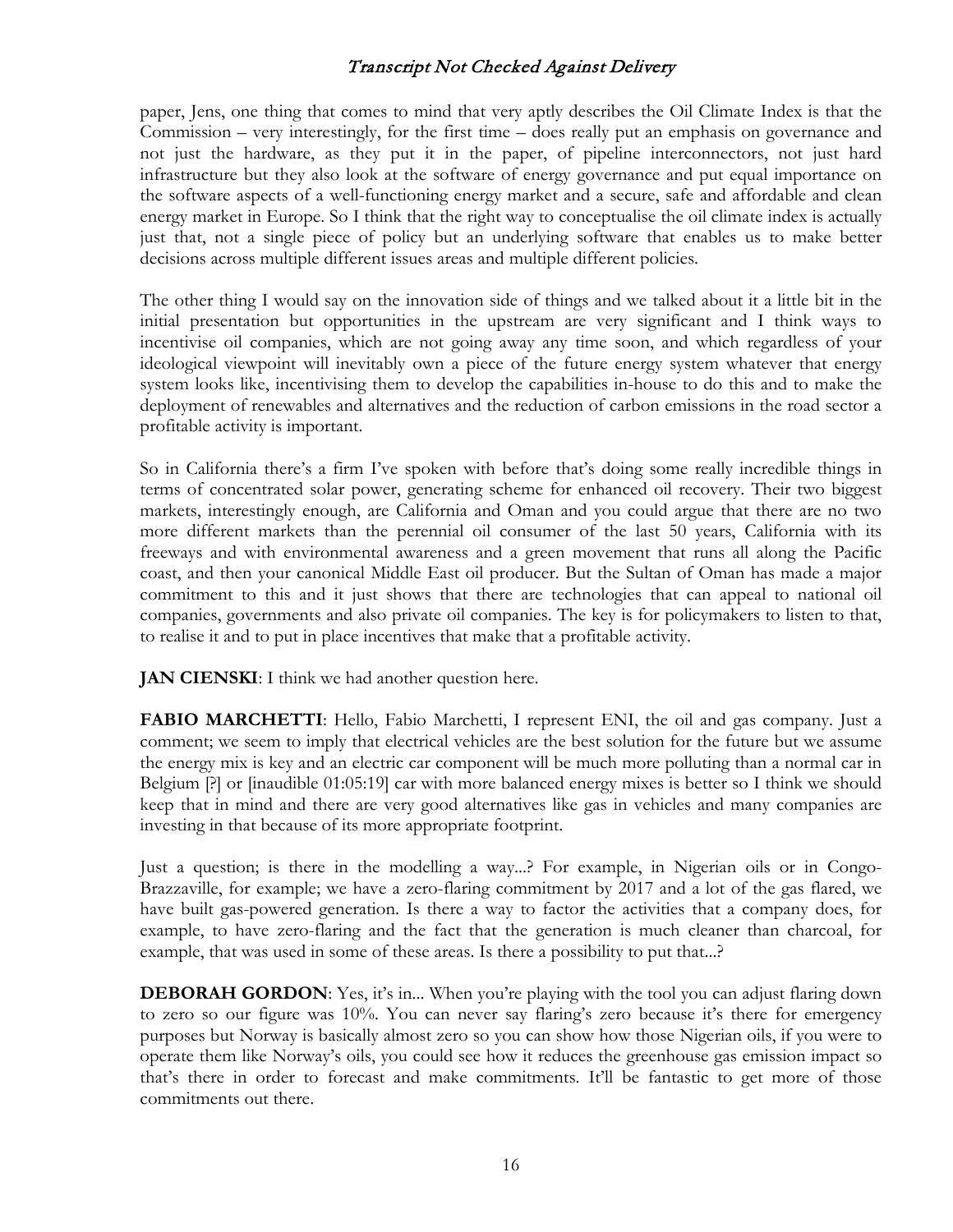paper, Jens, one thing that comes to mind that very aptly describes the Oil Climate Index is that the Commission – very interestingly, for the first time – does really put an emphasis on governance and not just the hardware, as they put it in the paper, of pipeline interconnectors, not just hard infrastructure but they also look at the software of energy governance and put equal importance on the software aspects of a well-functioning energy market and a secure, safe and affordable and clean energy market in Europe. So I think that the right way to conceptualise the oil climate index is actually just that, not a single piece of policy but an underlying software that enables us to make better decisions across multiple different issues areas and multiple different policies.

The other thing I would say on the innovation side of things and we talked about it a little bit in the initial presentation but opportunities in the upstream are very significant and I think ways to incentivise oil companies, which are not going away any time soon, and which regardless of your ideological viewpoint will inevitably own a piece of the future energy system whatever that energy system looks like, incentivising them to develop the capabilities in-house to do this and to make the deployment of renewables and alternatives and the reduction of carbon emissions in the road sector a profitable activity is important.

So in California there's a firm I've spoken with before that's doing some really incredible things in terms of concentrated solar power, generating scheme for enhanced oil recovery. Their two biggest markets, interestingly enough, are California and Oman and you could argue that there are no two more different markets than the perennial oil consumer of the last 50 years, California with its freeways and with environmental awareness and a green movement that runs all along the Pacific coast, and then your canonical Middle East oil producer. But the Sultan of Oman has made a major commitment to this and it just shows that there are technologies that can appeal to national oil companies, governments and also private oil companies. The key is for policymakers to listen to that, to realise it and to put in place incentives that make that a profitable activity.

**JAN CIENSKI**: I think we had another question here.

**FABIO MARCHETTI**: Hello, Fabio Marchetti, I represent ENI, the oil and gas company. Just a comment; we seem to imply that electrical vehicles are the best solution for the future but we assume the energy mix is key and an electric car component will be much more polluting than a normal car in Belgium [?] or [inaudible 01:05:19] car with more balanced energy mixes is better so I think we should keep that in mind and there are very good alternatives like gas in vehicles and many companies are investing in that because of its more appropriate footprint.

Just a question; is there in the modelling a way...? For example, in Nigerian oils or in Congo-Brazzaville, for example; we have a zero-flaring commitment by 2017 and a lot of the gas flared, we have built gas-powered generation. Is there a way to factor the activities that a company does, for example, to have zero-flaring and the fact that the generation is much cleaner than charcoal, for example, that was used in some of these areas. Is there a possibility to put that...?

**DEBORAH GORDON**: Yes, it's in... When you're playing with the tool you can adjust flaring down to zero so our figure was 10%. You can never say flaring's zero because it's there for emergency purposes but Norway is basically almost zero so you can show how those Nigerian oils, if you were to operate them like Norway's oils, you could see how it reduces the greenhouse gas emission impact so that's there in order to forecast and make commitments. It'll be fantastic to get more of those commitments out there.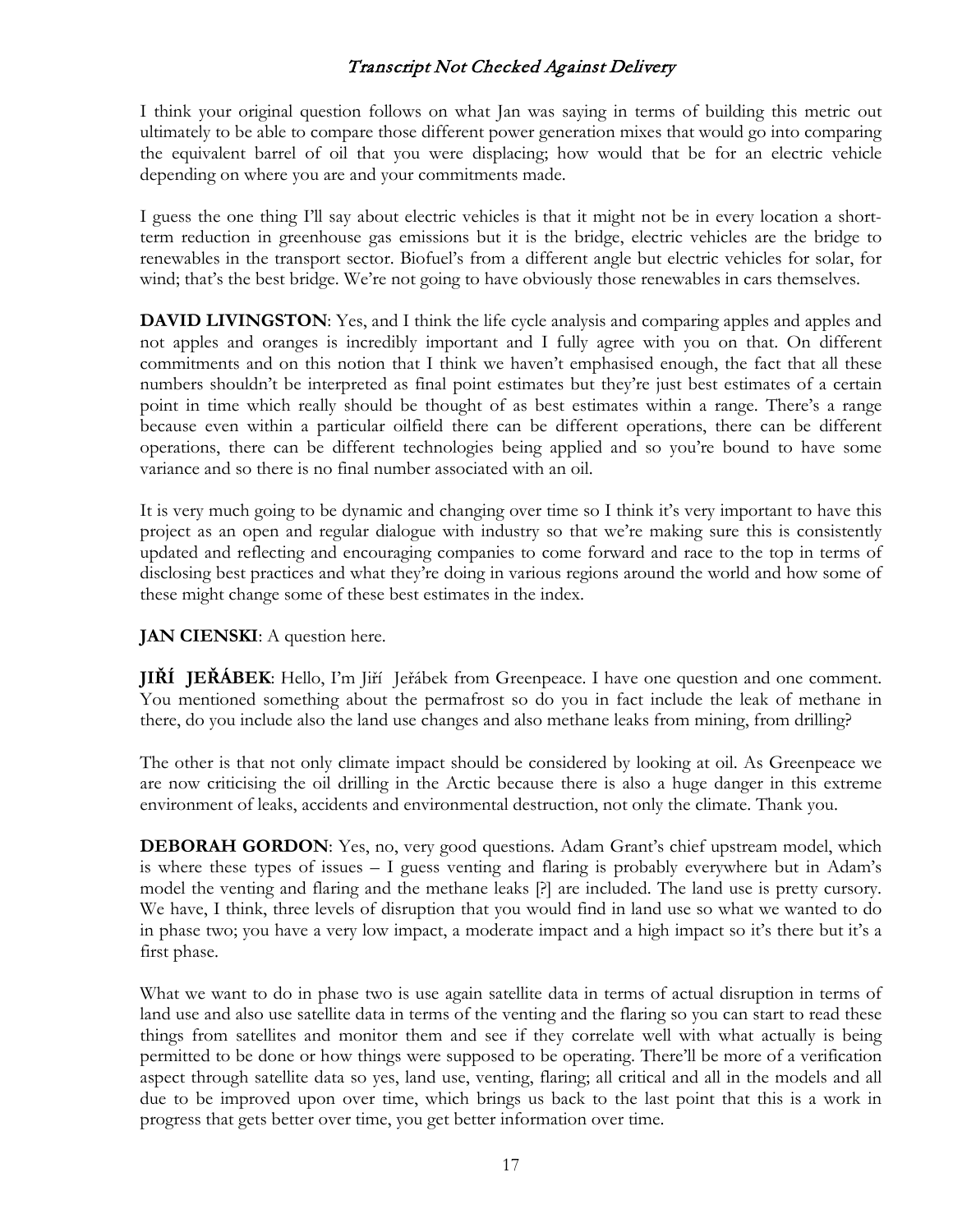I think your original question follows on what Jan was saying in terms of building this metric out ultimately to be able to compare those different power generation mixes that would go into comparing the equivalent barrel of oil that you were displacing; how would that be for an electric vehicle depending on where you are and your commitments made.

I guess the one thing I'll say about electric vehicles is that it might not be in every location a short-term reduction in greenhouse gas emissions but it is the bridge, electric vehicles are the bridge to renewables in the transport sector. Biofuel's from a different angle but electric vehicles for solar, for wind; that's the best bridge. We're not going to have obviously those renewables in cars themselves.

**DAVID LIVINGSTON**: Yes, and I think the life cycle analysis and comparing apples and apples and not apples and oranges is incredibly important and I fully agree with you on that. On different commitments and on this notion that I think we haven't emphasised enough, the fact that all these numbers shouldn't be interpreted as final point estimates but they're just best estimates of a certain point in time which really should be thought of as best estimates within a range. There's a range because even within a particular oilfield there can be different operations, there can be different operations, there can be different technologies being applied and so you're bound to have some variance and so there is no final number associated with an oil.

It is very much going to be dynamic and changing over time so I think it's very important to have this project as an open and regular dialogue with industry so that we're making sure this is consistently updated and reflecting and encouraging companies to come forward and race to the top in terms of disclosing best practices and what they're doing in various regions around the world and how some of these might change some of these best estimates in the index.

**JAN CIENSKI**: A question here.

**JIŘÍ JEŘÁBEK**: Hello, I'm Jiří Jeřábek from Greenpeace. I have one question and one comment. You mentioned something about the permafrost so do you in fact include the leak of methane in there, do you include also the land use changes and also methane leaks from mining, from drilling?

The other is that not only climate impact should be considered by looking at oil. As Greenpeace we are now criticising the oil drilling in the Arctic because there is also a huge danger in this extreme environment of leaks, accidents and environmental destruction, not only the climate. Thank you.

**DEBORAH GORDON**: Yes, no, very good questions. Adam Grant's chief upstream model, which is where these types of issues – I guess venting and flaring is probably everywhere but in Adam's model the venting and flaring and the methane leaks [?] are included. The land use is pretty cursory. We have, I think, three levels of disruption that you would find in land use so what we wanted to do in phase two; you have a very low impact, a moderate impact and a high impact so it's there but it's a first phase.

What we want to do in phase two is use again satellite data in terms of actual disruption in terms of land use and also use satellite data in terms of the venting and the flaring so you can start to read these things from satellites and monitor them and see if they correlate well with what actually is being permitted to be done or how things were supposed to be operating. There'll be more of a verification aspect through satellite data so yes, land use, venting, flaring; all critical and all in the models and all due to be improved upon over time, which brings us back to the last point that this is a work in progress that gets better over time, you get better information over time.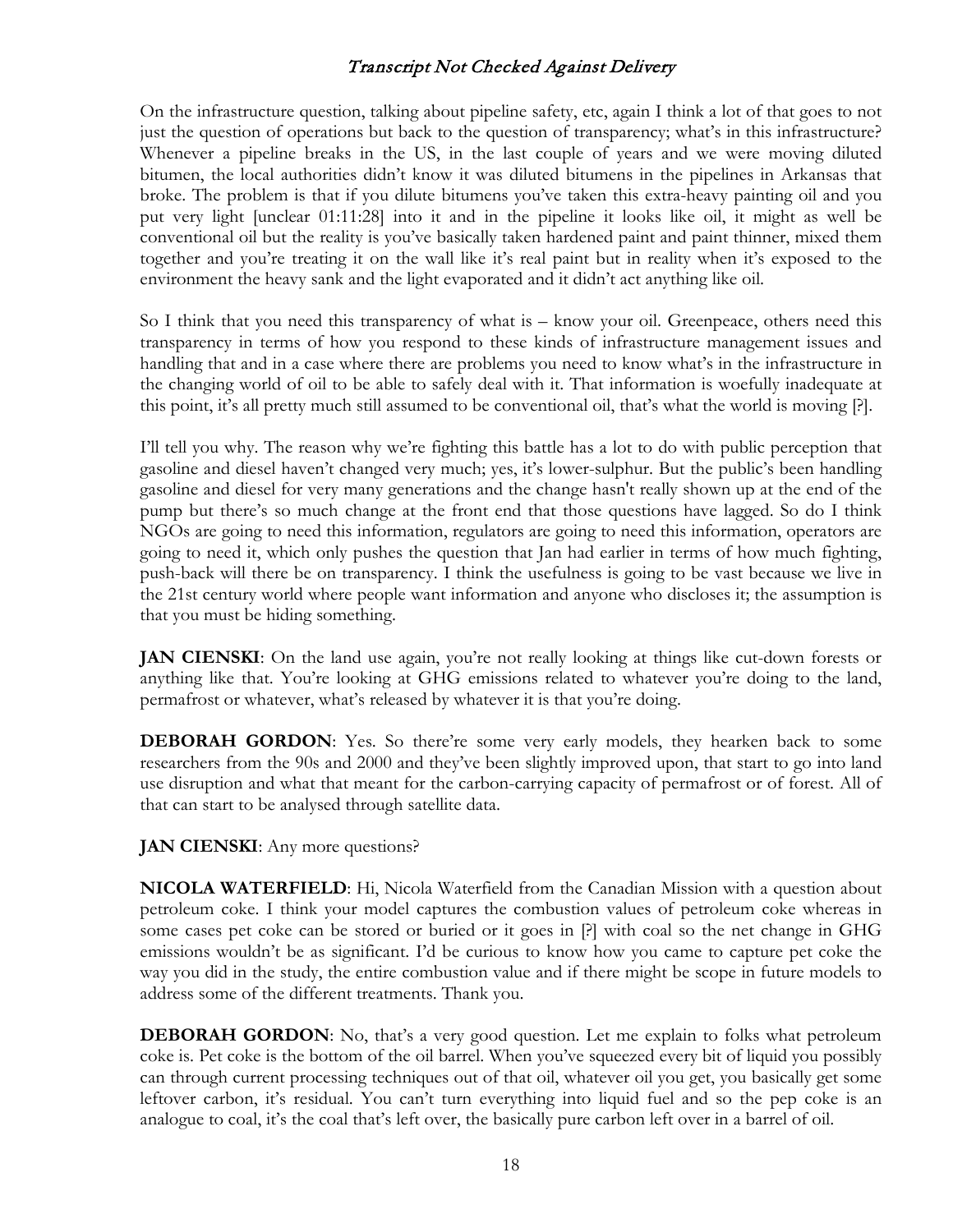On the infrastructure question, talking about pipeline safety, etc, again I think a lot of that goes to not just the question of operations but back to the question of transparency; what's in this infrastructure? Whenever a pipeline breaks in the US, in the last couple of years and we were moving diluted bitumen, the local authorities didn't know it was diluted bitumens in the pipelines in Arkansas that broke. The problem is that if you dilute bitumens you've taken this extra-heavy painting oil and you put very light [unclear 01:11:28] into it and in the pipeline it looks like oil, it might as well be conventional oil but the reality is you've basically taken hardened paint and paint thinner, mixed them together and you're treating it on the wall like it's real paint but in reality when it's exposed to the environment the heavy sank and the light evaporated and it didn't act anything like oil.

So I think that you need this transparency of what is – know your oil. Greenpeace, others need this transparency in terms of how you respond to these kinds of infrastructure management issues and handling that and in a case where there are problems you need to know what's in the infrastructure in the changing world of oil to be able to safely deal with it. That information is woefully inadequate at this point, it's all pretty much still assumed to be conventional oil, that's what the world is moving [?].

I'll tell you why. The reason why we're fighting this battle has a lot to do with public perception that gasoline and diesel haven't changed very much; yes, it's lower-sulphur. But the public's been handling gasoline and diesel for very many generations and the change hasn't really shown up at the end of the pump but there's so much change at the front end that those questions have lagged. So do I think NGOs are going to need this information, regulators are going to need this information, operators are going to need it, which only pushes the question that Jan had earlier in terms of how much fighting, push-back will there be on transparency. I think the usefulness is going to be vast because we live in the 21st century world where people want information and anyone who discloses it; the assumption is that you must be hiding something.

**JAN CIENSKI**: On the land use again, you're not really looking at things like cut-down forests or anything like that. You're looking at GHG emissions related to whatever you're doing to the land, permafrost or whatever, what's released by whatever it is that you're doing.

**DEBORAH GORDON**: Yes. So there're some very early models, they hearken back to some researchers from the 90s and 2000 and they've been slightly improved upon, that start to go into land use disruption and what that meant for the carbon-carrying capacity of permafrost or of forest. All of that can start to be analysed through satellite data.

**JAN CIENSKI**: Any more questions?

**NICOLA WATERFIELD**: Hi, Nicola Waterfield from the Canadian Mission with a question about petroleum coke. I think your model captures the combustion values of petroleum coke whereas in some cases pet coke can be stored or buried or it goes in [?] with coal so the net change in GHG emissions wouldn't be as significant. I'd be curious to know how you came to capture pet coke the way you did in the study, the entire combustion value and if there might be scope in future models to address some of the different treatments. Thank you.

**DEBORAH GORDON**: No, that's a very good question. Let me explain to folks what petroleum coke is. Pet coke is the bottom of the oil barrel. When you've squeezed every bit of liquid you possibly can through current processing techniques out of that oil, whatever oil you get, you basically get some leftover carbon, it's residual. You can't turn everything into liquid fuel and so the pep coke is an analogue to coal, it's the coal that's left over, the basically pure carbon left over in a barrel of oil.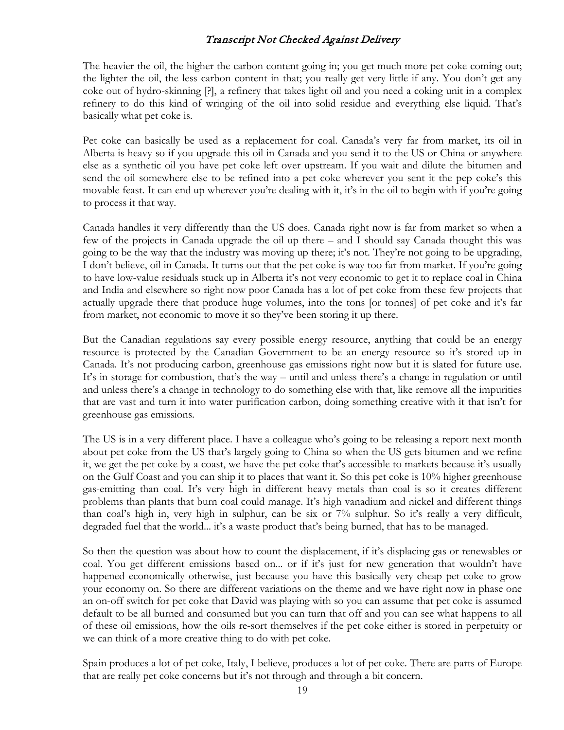The heavier the oil, the higher the carbon content going in; you get much more pet coke coming out; the lighter the oil, the less carbon content in that; you really get very little if any. You don't get any coke out of hydro-skinning [?], a refinery that takes light oil and you need a coking unit in a complex refinery to do this kind of wringing of the oil into solid residue and everything else liquid. That's basically what pet coke is.

Pet coke can basically be used as a replacement for coal. Canada's very far from market, its oil in Alberta is heavy so if you upgrade this oil in Canada and you send it to the US or China or anywhere else as a synthetic oil you have pet coke left over upstream. If you wait and dilute the bitumen and send the oil somewhere else to be refined into a pet coke wherever you sent it the pep coke's this movable feast. It can end up wherever you're dealing with it, it's in the oil to begin with if you're going to process it that way.

Canada handles it very differently than the US does. Canada right now is far from market so when a few of the projects in Canada upgrade the oil up there – and I should say Canada thought this was going to be the way that the industry was moving up there; it's not. They're not going to be upgrading, I don't believe, oil in Canada. It turns out that the pet coke is way too far from market. If you're going to have low-value residuals stuck up in Alberta it's not very economic to get it to replace coal in China and India and elsewhere so right now poor Canada has a lot of pet coke from these few projects that actually upgrade there that produce huge volumes, into the tons [or tonnes] of pet coke and it's far from market, not economic to move it so they've been storing it up there.

But the Canadian regulations say every possible energy resource, anything that could be an energy resource is protected by the Canadian Government to be an energy resource so it's stored up in Canada. It's not producing carbon, greenhouse gas emissions right now but it is slated for future use. It's in storage for combustion, that's the way – until and unless there's a change in regulation or until and unless there's a change in technology to do something else with that, like remove all the impurities that are vast and turn it into water purification carbon, doing something creative with it that isn't for greenhouse gas emissions.

The US is in a very different place. I have a colleague who's going to be releasing a report next month about pet coke from the US that's largely going to China so when the US gets bitumen and we refine it, we get the pet coke by a coast, we have the pet coke that's accessible to markets because it's usually on the Gulf Coast and you can ship it to places that want it. So this pet coke is 10% higher greenhouse gas-emitting than coal. It's very high in different heavy metals than coal is so it creates different problems than plants that burn coal could manage. It's high vanadium and nickel and different things than coal's high in, very high in sulphur, can be six or 7% sulphur. So it's really a very difficult, degraded fuel that the world... it's a waste product that's being burned, that has to be managed.

So then the question was about how to count the displacement, if it's displacing gas or renewables or coal. You get different emissions based on... or if it's just for new generation that wouldn't have happened economically otherwise, just because you have this basically very cheap pet coke to grow your economy on. So there are different variations on the theme and we have right now in phase one an on-off switch for pet coke that David was playing with so you can assume that pet coke is assumed default to be all burned and consumed but you can turn that off and you can see what happens to all of these oil emissions, how the oils re-sort themselves if the pet coke either is stored in perpetuity or we can think of a more creative thing to do with pet coke.

Spain produces a lot of pet coke, Italy, I believe, produces a lot of pet coke. There are parts of Europe that are really pet coke concerns but it's not through and through a bit concern.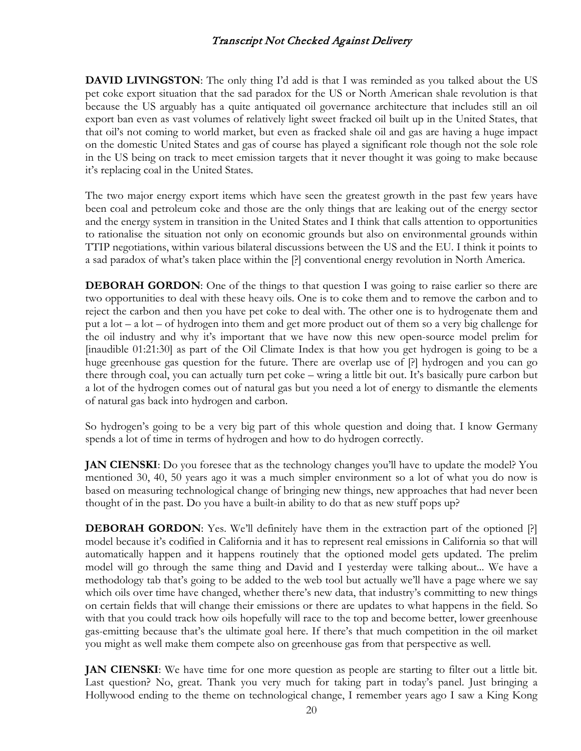**DAVID LIVINGSTON**: The only thing I'd add is that I was reminded as you talked about the US pet coke export situation that the sad paradox for the US or North American shale revolution is that because the US arguably has a quite antiquated oil governance architecture that includes still an oil export ban even as vast volumes of relatively light sweet fracked oil built up in the United States, that that oil's not coming to world market, but even as fracked shale oil and gas are having a huge impact on the domestic United States and gas of course has played a significant role though not the sole role in the US being on track to meet emission targets that it never thought it was going to make because it's replacing coal in the United States.

The two major energy export items which have seen the greatest growth in the past few years have been coal and petroleum coke and those are the only things that are leaking out of the energy sector and the energy system in transition in the United States and I think that calls attention to opportunities to rationalise the situation not only on economic grounds but also on environmental grounds within TTIP negotiations, within various bilateral discussions between the US and the EU. I think it points to a sad paradox of what's taken place within the [?] conventional energy revolution in North America.

**DEBORAH GORDON**: One of the things to that question I was going to raise earlier so there are two opportunities to deal with these heavy oils. One is to coke them and to remove the carbon and to reject the carbon and then you have pet coke to deal with. The other one is to hydrogenate them and put a lot – a lot – of hydrogen into them and get more product out of them so a very big challenge for the oil industry and why it's important that we have now this new open-source model prelim for [inaudible 01:21:30] as part of the Oil Climate Index is that how you get hydrogen is going to be a huge greenhouse gas question for the future. There are overlap use of [?] hydrogen and you can go there through coal, you can actually turn pet coke – wring a little bit out. It's basically pure carbon but a lot of the hydrogen comes out of natural gas but you need a lot of energy to dismantle the elements of natural gas back into hydrogen and carbon.

So hydrogen's going to be a very big part of this whole question and doing that. I know Germany spends a lot of time in terms of hydrogen and how to do hydrogen correctly.

**JAN CIENSKI**: Do you foresee that as the technology changes you'll have to update the model? You mentioned 30, 40, 50 years ago it was a much simpler environment so a lot of what you do now is based on measuring technological change of bringing new things, new approaches that had never been thought of in the past. Do you have a built-in ability to do that as new stuff pops up?

**DEBORAH GORDON**: Yes. We'll definitely have them in the extraction part of the optioned [?] model because it's codified in California and it has to represent real emissions in California so that will automatically happen and it happens routinely that the optioned model gets updated. The prelim model will go through the same thing and David and I yesterday were talking about... We have a methodology tab that's going to be added to the web tool but actually we'll have a page where we say which oils over time have changed, whether there's new data, that industry's committing to new things on certain fields that will change their emissions or there are updates to what happens in the field. So with that you could track how oils hopefully will race to the top and become better, lower greenhouse gas-emitting because that's the ultimate goal here. If there's that much competition in the oil market you might as well make them compete also on greenhouse gas from that perspective as well.

**JAN CIENSKI**: We have time for one more question as people are starting to filter out a little bit. Last question? No, great. Thank you very much for taking part in today's panel. Just bringing a Hollywood ending to the theme on technological change, I remember years ago I saw a King Kong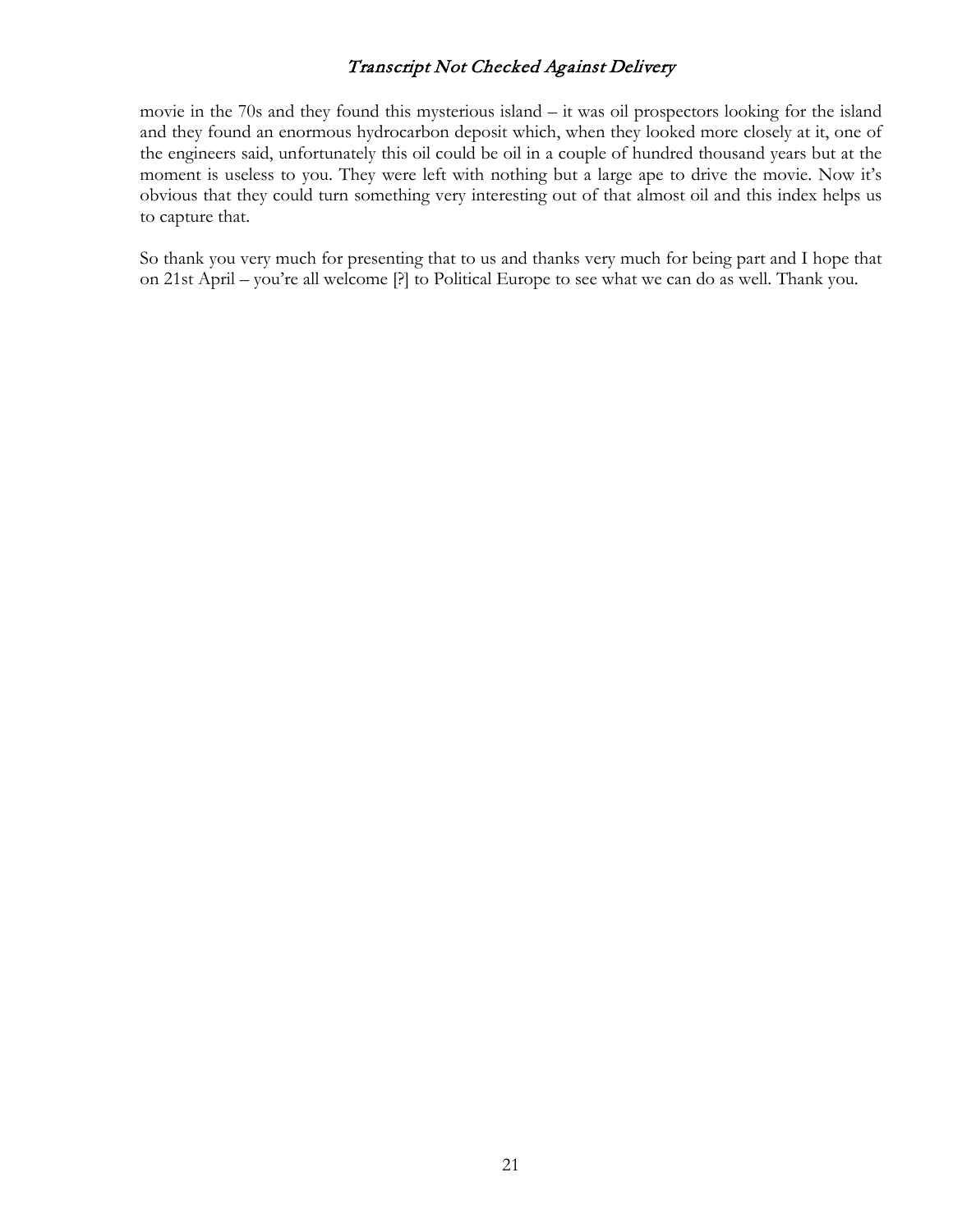movie in the 70s and they found this mysterious island – it was oil prospectors looking for the island and they found an enormous hydrocarbon deposit which, when they looked more closely at it, one of the engineers said, unfortunately this oil could be oil in a couple of hundred thousand years but at the moment is useless to you. They were left with nothing but a large ape to drive the movie. Now it's obvious that they could turn something very interesting out of that almost oil and this index helps us to capture that.

So thank you very much for presenting that to us and thanks very much for being part and I hope that on 21st April – you're all welcome [?] to Political Europe to see what we can do as well. Thank you.